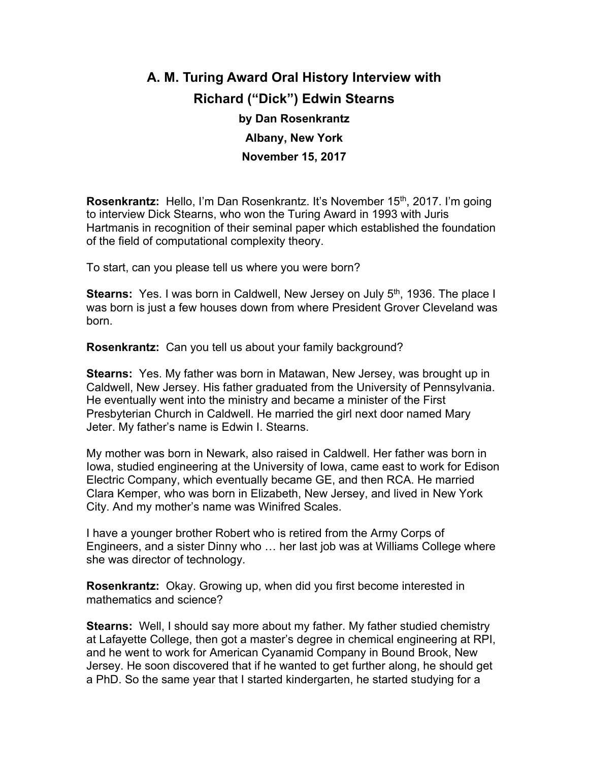# A. M. Turing Award Oral History Interview with Richard ("Dick") Edwin Stearns

**by Dan Rosenkrantz**

**Albany, New York**

**November 15, 2017**

**Rosenkrantz:** Hello, I'm Dan Rosenkrantz. It's November 15th, 2017. I'm going to interview Dick Stearns, who won the Turing Award in 1993 with Juris Hartmanis in recognition of their seminal paper which established the foundation of the field of computational complexity theory.

To start, can you please tell us where you were born?

**Stearns:** Yes. I was born in Caldwell, New Jersey on July 5th, 1936. The place I was born is just a few houses down from where President Grover Cleveland was born.

**Rosenkrantz:** Can you tell us about your family background?

**Stearns:** Yes. My father was born in Matawan, New Jersey, was brought up in Caldwell, New Jersey. His father graduated from the University of Pennsylvania. He eventually went into the ministry and became a minister of the First Presbyterian Church in Caldwell. He married the girl next door named Mary Jeter. My father's name is Edwin I. Stearns.

My mother was born in Newark, also raised in Caldwell. Her father was born in Iowa, studied engineering at the University of Iowa, came east to work for Edison Electric Company, which eventually became GE, and then RCA. He married Clara Kemper, who was born in Elizabeth, New Jersey, and lived in New York City. And my mother's name was Winifred Scales.

I have a younger brother Robert who is retired from the Army Corps of Engineers, and a sister Dinny who … her last job was at Williams College where she was director of technology.

**Rosenkrantz:** Okay. Growing up, when did you first become interested in mathematics and science?

**Stearns:** Well, I should say more about my father. My father studied chemistry at Lafayette College, then got a master's degree in chemical engineering at RPI, and he went to work for American Cyanamid Company in Bound Brook, New Jersey. He soon discovered that if he wanted to get further along, he should get a PhD. So the same year that I started kindergarten, he started studying for a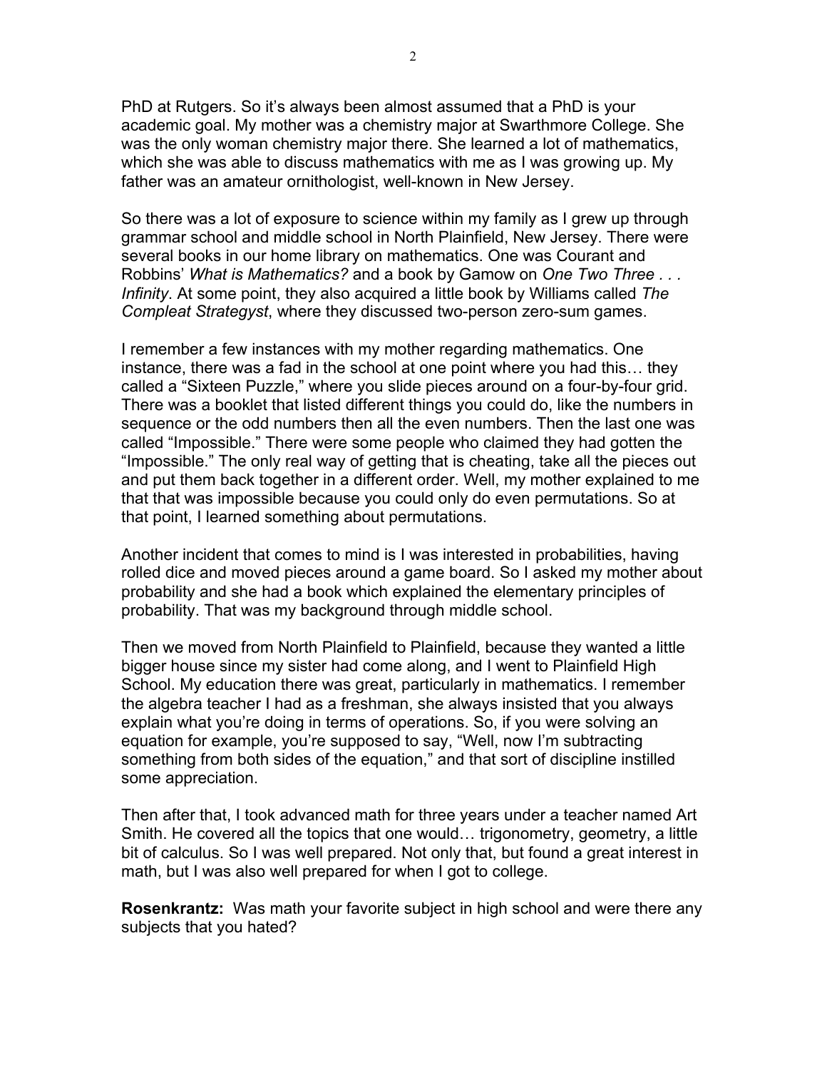PhD at Rutgers. So it's always been almost assumed that a PhD is your academic goal. My mother was a chemistry major at Swarthmore College. She was the only woman chemistry major there. She learned a lot of mathematics, which she was able to discuss mathematics with me as I was growing up. My father was an amateur ornithologist, well-known in New Jersey.

So there was a lot of exposure to science within my family as I grew up through grammar school and middle school in North Plainfield, New Jersey. There were several books in our home library on mathematics. One was Courant and Robbins' *What is Mathematics?* and a book by Gamow on *One Two Three . . . Infinity*. At some point, they also acquired a little book by Williams called *The Compleat Strategyst*, where they discussed two-person zero-sum games.

I remember a few instances with my mother regarding mathematics. One instance, there was a fad in the school at one point where you had this… they called a "Sixteen Puzzle," where you slide pieces around on a four-by-four grid. There was a booklet that listed different things you could do, like the numbers in sequence or the odd numbers then all the even numbers. Then the last one was called "Impossible." There were some people who claimed they had gotten the "Impossible." The only real way of getting that is cheating, take all the pieces out and put them back together in a different order. Well, my mother explained to me that that was impossible because you could only do even permutations. So at that point, I learned something about permutations.

Another incident that comes to mind is I was interested in probabilities, having rolled dice and moved pieces around a game board. So I asked my mother about probability and she had a book which explained the elementary principles of probability. That was my background through middle school.

Then we moved from North Plainfield to Plainfield, because they wanted a little bigger house since my sister had come along, and I went to Plainfield High School. My education there was great, particularly in mathematics. I remember the algebra teacher I had as a freshman, she always insisted that you always explain what you're doing in terms of operations. So, if you were solving an equation for example, you're supposed to say, "Well, now I'm subtracting something from both sides of the equation," and that sort of discipline instilled some appreciation.

Then after that, I took advanced math for three years under a teacher named Art Smith. He covered all the topics that one would… trigonometry, geometry, a little bit of calculus. So I was well prepared. Not only that, but found a great interest in math, but I was also well prepared for when I got to college.

**Rosenkrantz:** Was math your favorite subject in high school and were there any subjects that you hated?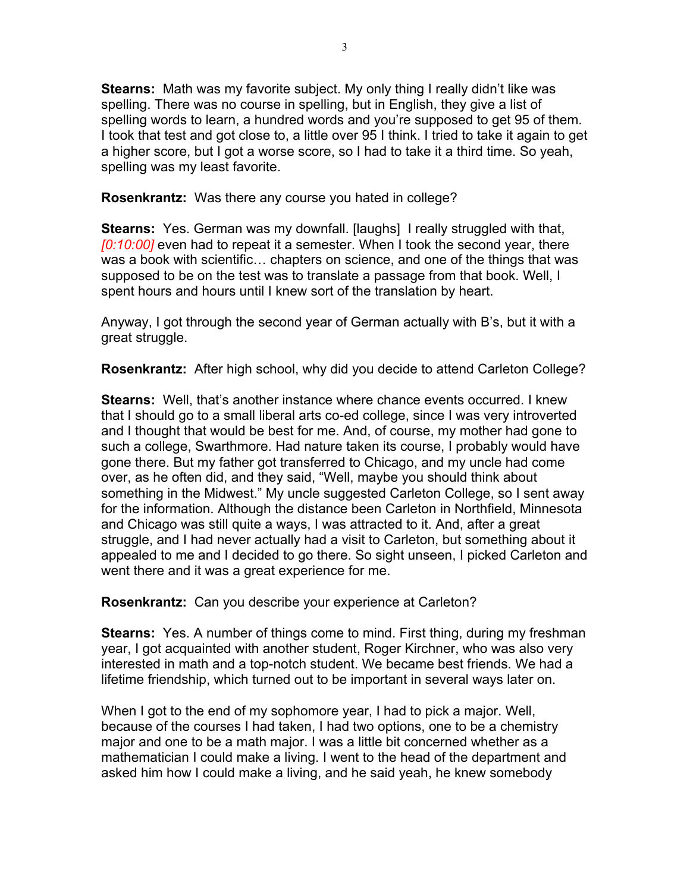**Stearns:** Math was my favorite subject. My only thing I really didn't like was spelling. There was no course in spelling, but in English, they give a list of spelling words to learn, a hundred words and you're supposed to get 95 of them. I took that test and got close to, a little over 95 I think. I tried to take it again to get a higher score, but I got a worse score, so I had to take it a third time. So yeah, spelling was my least favorite.

**Rosenkrantz:** Was there any course you hated in college?

**Stearns:** Yes. German was my downfall. [laughs] I really struggled with that, *[0:10:00]* even had to repeat it a semester. When I took the second year, there was a book with scientific… chapters on science, and one of the things that was supposed to be on the test was to translate a passage from that book. Well, I spent hours and hours until I knew sort of the translation by heart.

Anyway, I got through the second year of German actually with B's, but it with a great struggle.

**Rosenkrantz:** After high school, why did you decide to attend Carleton College?

**Stearns:** Well, that's another instance where chance events occurred. I knew that I should go to a small liberal arts co-ed college, since I was very introverted and I thought that would be best for me. And, of course, my mother had gone to such a college, Swarthmore. Had nature taken its course, I probably would have gone there. But my father got transferred to Chicago, and my uncle had come over, as he often did, and they said, "Well, maybe you should think about something in the Midwest." My uncle suggested Carleton College, so I sent away for the information. Although the distance been Carleton in Northfield, Minnesota and Chicago was still quite a ways, I was attracted to it. And, after a great struggle, and I had never actually had a visit to Carleton, but something about it appealed to me and I decided to go there. So sight unseen, I picked Carleton and went there and it was a great experience for me.

**Rosenkrantz:** Can you describe your experience at Carleton?

**Stearns:** Yes. A number of things come to mind. First thing, during my freshman year, I got acquainted with another student, Roger Kirchner, who was also very interested in math and a top-notch student. We became best friends. We had a lifetime friendship, which turned out to be important in several ways later on.

When I got to the end of my sophomore year, I had to pick a major. Well, because of the courses I had taken, I had two options, one to be a chemistry major and one to be a math major. I was a little bit concerned whether as a mathematician I could make a living. I went to the head of the department and asked him how I could make a living, and he said yeah, he knew somebody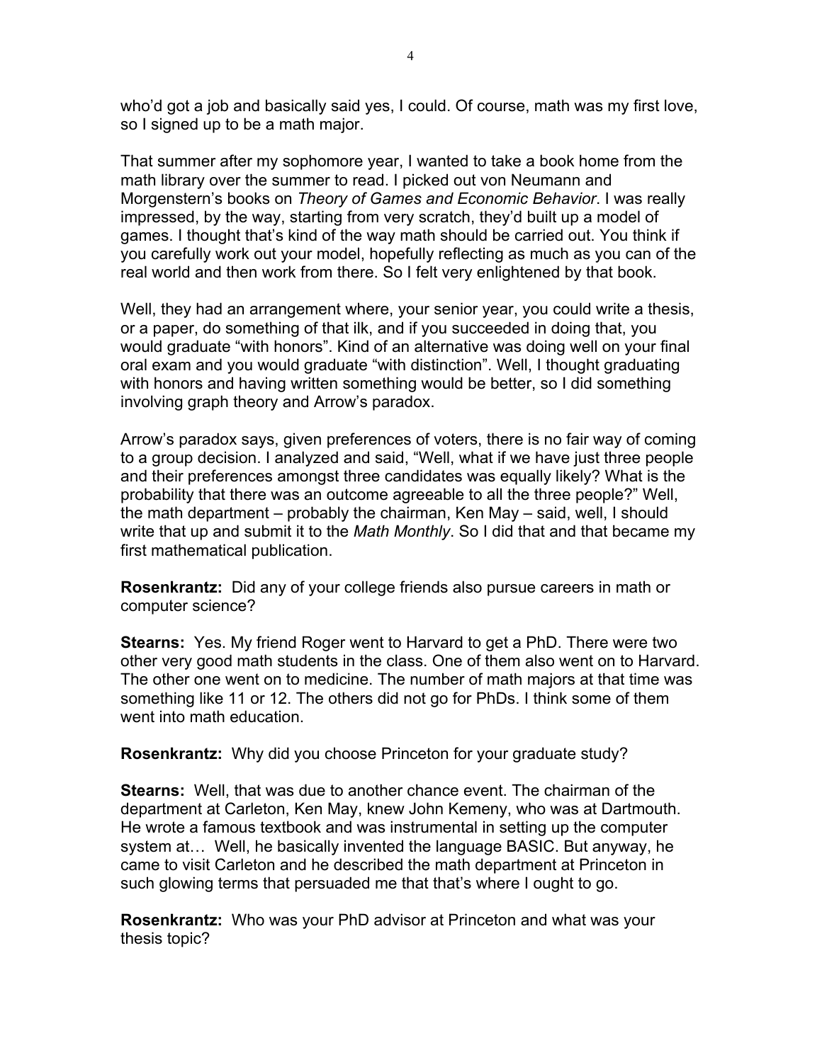who'd got a job and basically said yes, I could. Of course, math was my first love, so I signed up to be a math major.

That summer after my sophomore year, I wanted to take a book home from the math library over the summer to read. I picked out von Neumann and Morgenstern's books on *Theory of Games and Economic Behavior*. I was really impressed, by the way, starting from very scratch, they'd built up a model of games. I thought that's kind of the way math should be carried out. You think if you carefully work out your model, hopefully reflecting as much as you can of the real world and then work from there. So I felt very enlightened by that book.

Well, they had an arrangement where, your senior year, you could write a thesis, or a paper, do something of that ilk, and if you succeeded in doing that, you would graduate "with honors". Kind of an alternative was doing well on your final oral exam and you would graduate "with distinction". Well, I thought graduating with honors and having written something would be better, so I did something involving graph theory and Arrow's paradox.

Arrow's paradox says, given preferences of voters, there is no fair way of coming to a group decision. I analyzed and said, "Well, what if we have just three people and their preferences amongst three candidates was equally likely? What is the probability that there was an outcome agreeable to all the three people?" Well, the math department – probably the chairman, Ken May – said, well, I should write that up and submit it to the *Math Monthly*. So I did that and that became my first mathematical publication.

**Rosenkrantz:** Did any of your college friends also pursue careers in math or computer science?

**Stearns:** Yes. My friend Roger went to Harvard to get a PhD. There were two other very good math students in the class. One of them also went on to Harvard. The other one went on to medicine. The number of math majors at that time was something like 11 or 12. The others did not go for PhDs. I think some of them went into math education.

**Rosenkrantz:** Why did you choose Princeton for your graduate study?

**Stearns:** Well, that was due to another chance event. The chairman of the department at Carleton, Ken May, knew John Kemeny, who was at Dartmouth. He wrote a famous textbook and was instrumental in setting up the computer system at… Well, he basically invented the language BASIC. But anyway, he came to visit Carleton and he described the math department at Princeton in such glowing terms that persuaded me that that's where I ought to go.

**Rosenkrantz:** Who was your PhD advisor at Princeton and what was your thesis topic?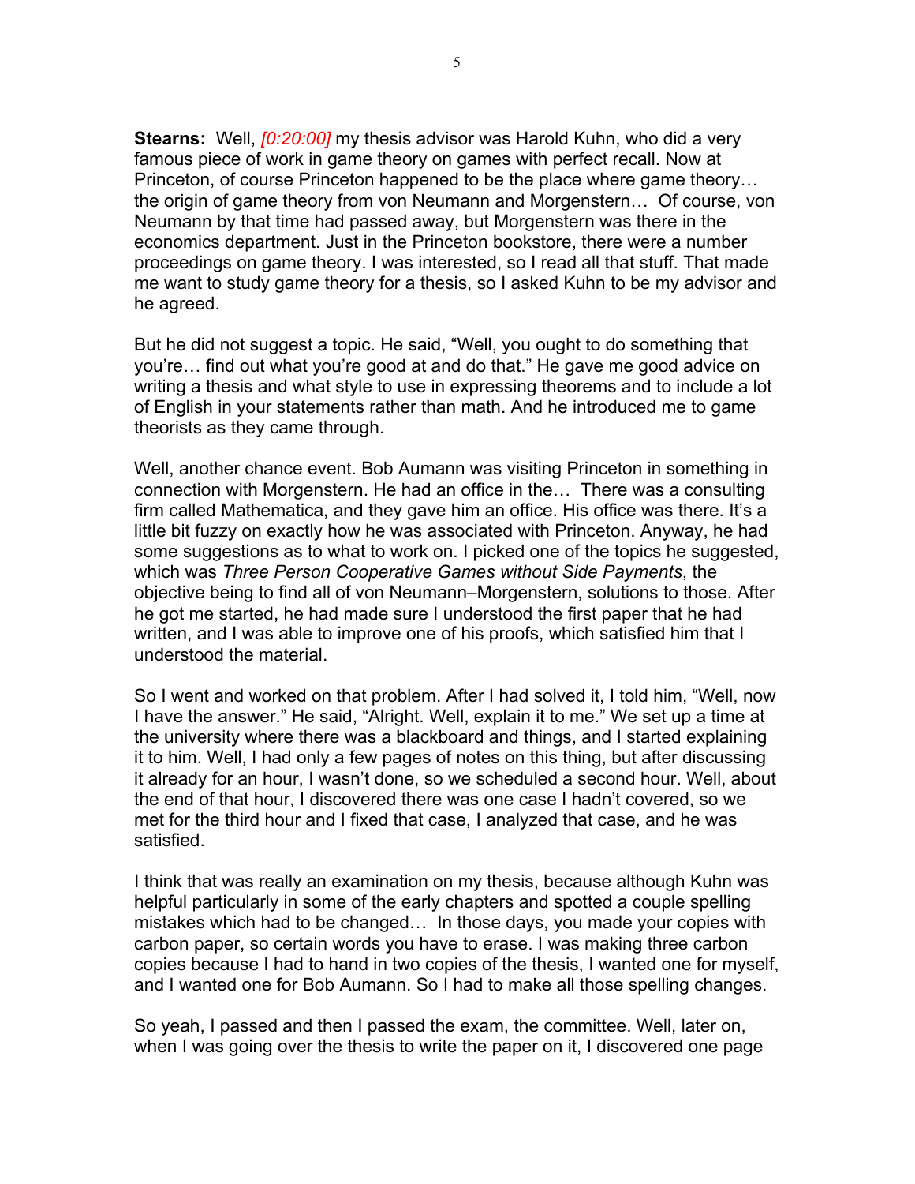**Stearns:** Well, *[0:20:00]* my thesis advisor was Harold Kuhn, who did a very famous piece of work in game theory on games with perfect recall. Now at Princeton, of course Princeton happened to be the place where game theory… the origin of game theory from von Neumann and Morgenstern… Of course, von Neumann by that time had passed away, but Morgenstern was there in the economics department. Just in the Princeton bookstore, there were a number proceedings on game theory. I was interested, so I read all that stuff. That made me want to study game theory for a thesis, so I asked Kuhn to be my advisor and he agreed.

But he did not suggest a topic. He said, "Well, you ought to do something that you're… find out what you're good at and do that." He gave me good advice on writing a thesis and what style to use in expressing theorems and to include a lot of English in your statements rather than math. And he introduced me to game theorists as they came through.

Well, another chance event. Bob Aumann was visiting Princeton in something in connection with Morgenstern. He had an office in the… There was a consulting firm called Mathematica, and they gave him an office. His office was there. It's a little bit fuzzy on exactly how he was associated with Princeton. Anyway, he had some suggestions as to what to work on. I picked one of the topics he suggested, which was *Three Person Cooperative Games without Side Payments*, the objective being to find all of von Neumann–Morgenstern, solutions to those. After he got me started, he had made sure I understood the first paper that he had written, and I was able to improve one of his proofs, which satisfied him that I understood the material.

So I went and worked on that problem. After I had solved it, I told him, "Well, now I have the answer." He said, "Alright. Well, explain it to me." We set up a time at the university where there was a blackboard and things, and I started explaining it to him. Well, I had only a few pages of notes on this thing, but after discussing it already for an hour, I wasn't done, so we scheduled a second hour. Well, about the end of that hour, I discovered there was one case I hadn't covered, so we met for the third hour and I fixed that case, I analyzed that case, and he was satisfied.

I think that was really an examination on my thesis, because although Kuhn was helpful particularly in some of the early chapters and spotted a couple spelling mistakes which had to be changed… In those days, you made your copies with carbon paper, so certain words you have to erase. I was making three carbon copies because I had to hand in two copies of the thesis, I wanted one for myself, and I wanted one for Bob Aumann. So I had to make all those spelling changes.

So yeah, I passed and then I passed the exam, the committee. Well, later on, when I was going over the thesis to write the paper on it, I discovered one page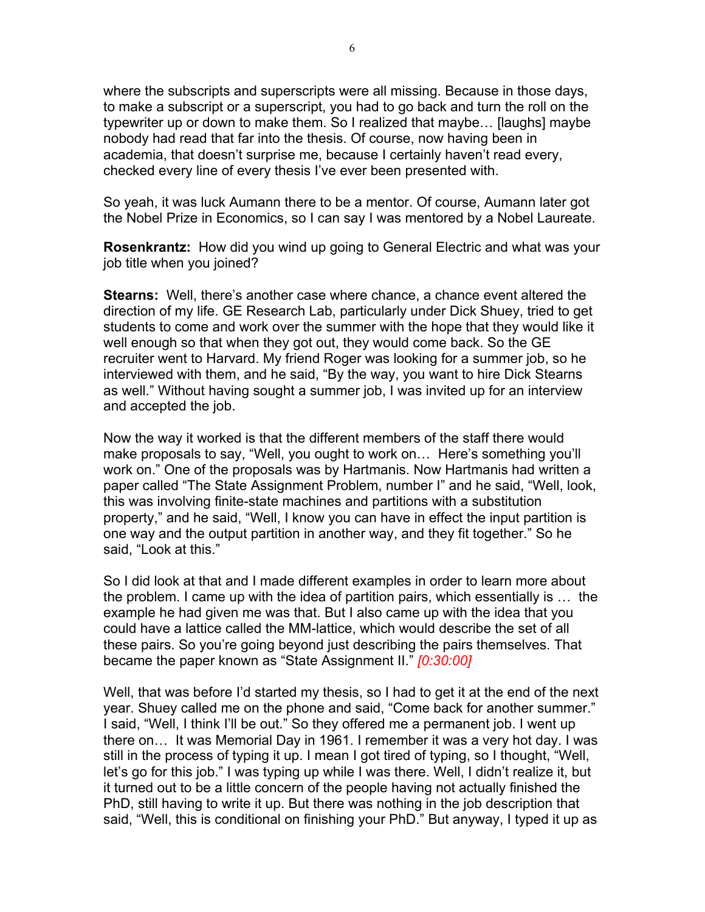where the subscripts and superscripts were all missing. Because in those days, to make a subscript or a superscript, you had to go back and turn the roll on the typewriter up or down to make them. So I realized that maybe… [laughs] maybe nobody had read that far into the thesis. Of course, now having been in academia, that doesn't surprise me, because I certainly haven't read every, checked every line of every thesis I've ever been presented with.

So yeah, it was luck Aumann there to be a mentor. Of course, Aumann later got the Nobel Prize in Economics, so I can say I was mentored by a Nobel Laureate.

**Rosenkrantz:** How did you wind up going to General Electric and what was your job title when you joined?

**Stearns:** Well, there's another case where chance, a chance event altered the direction of my life. GE Research Lab, particularly under Dick Shuey, tried to get students to come and work over the summer with the hope that they would like it well enough so that when they got out, they would come back. So the GE recruiter went to Harvard. My friend Roger was looking for a summer job, so he interviewed with them, and he said, "By the way, you want to hire Dick Stearns as well." Without having sought a summer job, I was invited up for an interview and accepted the job.

Now the way it worked is that the different members of the staff there would make proposals to say, "Well, you ought to work on… Here's something you'll work on." One of the proposals was by Hartmanis. Now Hartmanis had written a paper called "The State Assignment Problem, number I" and he said, "Well, look, this was involving finite-state machines and partitions with a substitution property," and he said, "Well, I know you can have in effect the input partition is one way and the output partition in another way, and they fit together." So he said, "Look at this."

So I did look at that and I made different examples in order to learn more about the problem. I came up with the idea of partition pairs, which essentially is … the example he had given me was that. But I also came up with the idea that you could have a lattice called the MM-lattice, which would describe the set of all these pairs. So you're going beyond just describing the pairs themselves. That became the paper known as "State Assignment II." *[0:30:00]*

Well, that was before I'd started my thesis, so I had to get it at the end of the next year. Shuey called me on the phone and said, "Come back for another summer." I said, "Well, I think I'll be out." So they offered me a permanent job. I went up there on… It was Memorial Day in 1961. I remember it was a very hot day. I was still in the process of typing it up. I mean I got tired of typing, so I thought, "Well, let's go for this job." I was typing up while I was there. Well, I didn't realize it, but it turned out to be a little concern of the people having not actually finished the PhD, still having to write it up. But there was nothing in the job description that said, "Well, this is conditional on finishing your PhD." But anyway, I typed it up as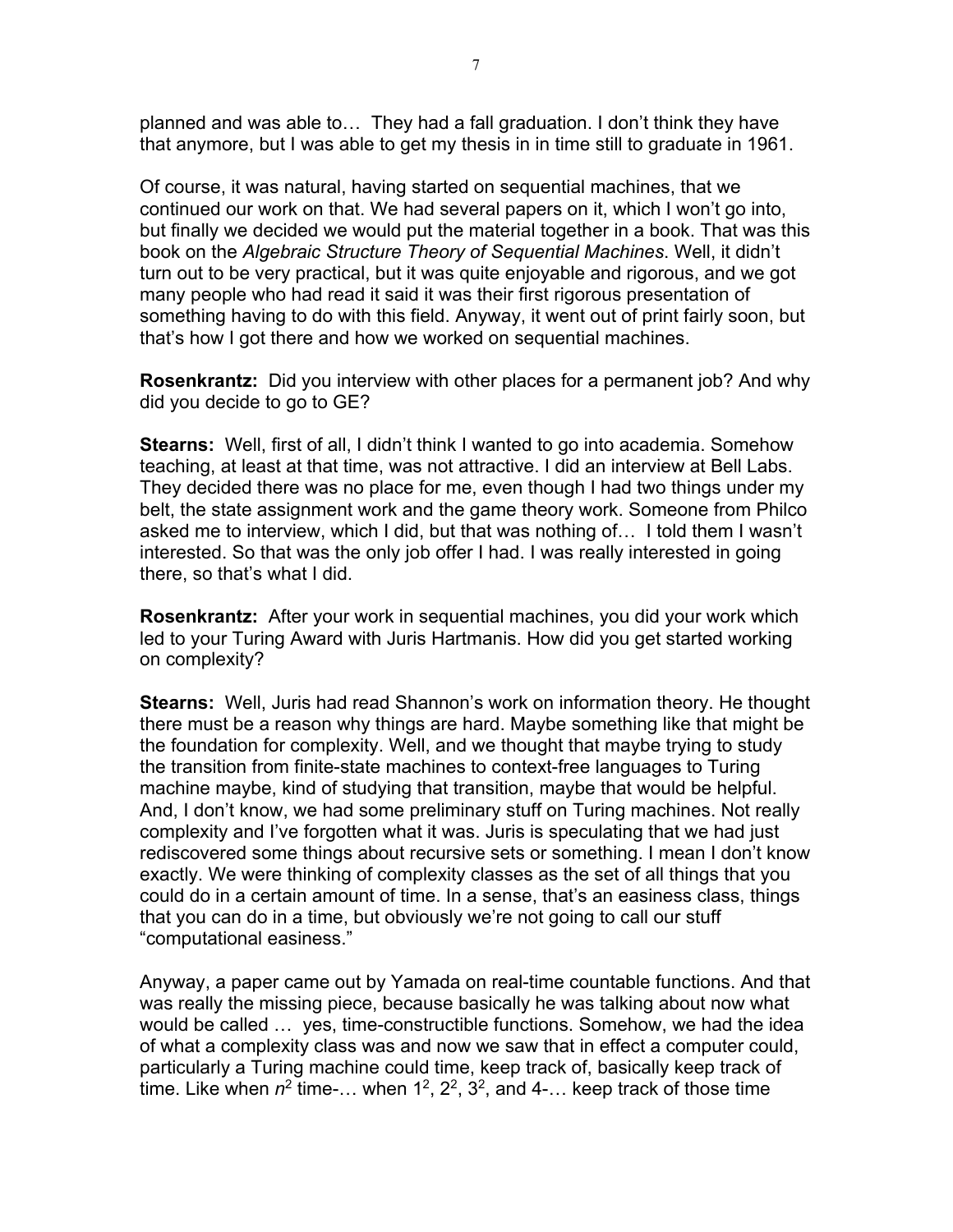planned and was able to… They had a fall graduation. I don't think they have that anymore, but I was able to get my thesis in in time still to graduate in 1961.

Of course, it was natural, having started on sequential machines, that we continued our work on that. We had several papers on it, which I won't go into, but finally we decided we would put the material together in a book. That was this book on the *Algebraic Structure Theory of Sequential Machines*. Well, it didn't turn out to be very practical, but it was quite enjoyable and rigorous, and we got many people who had read it said it was their first rigorous presentation of something having to do with this field. Anyway, it went out of print fairly soon, but that's how I got there and how we worked on sequential machines.

**Rosenkrantz:** Did you interview with other places for a permanent job? And why did you decide to go to GE?

**Stearns:** Well, first of all, I didn't think I wanted to go into academia. Somehow teaching, at least at that time, was not attractive. I did an interview at Bell Labs. They decided there was no place for me, even though I had two things under my belt, the state assignment work and the game theory work. Someone from Philco asked me to interview, which I did, but that was nothing of… I told them I wasn't interested. So that was the only job offer I had. I was really interested in going there, so that's what I did.

**Rosenkrantz:** After your work in sequential machines, you did your work which led to your Turing Award with Juris Hartmanis. How did you get started working on complexity?

**Stearns:** Well, Juris had read Shannon's work on information theory. He thought there must be a reason why things are hard. Maybe something like that might be the foundation for complexity. Well, and we thought that maybe trying to study the transition from finite-state machines to context-free languages to Turing machine maybe, kind of studying that transition, maybe that would be helpful. And, I don't know, we had some preliminary stuff on Turing machines. Not really complexity and I've forgotten what it was. Juris is speculating that we had just rediscovered some things about recursive sets or something. I mean I don't know exactly. We were thinking of complexity classes as the set of all things that you could do in a certain amount of time. In a sense, that's an easiness class, things that you can do in a time, but obviously we're not going to call our stuff "computational easiness."

Anyway, a paper came out by Yamada on real-time countable functions. And that was really the missing piece, because basically he was talking about now what would be called … yes, time-constructible functions. Somehow, we had the idea of what a complexity class was and now we saw that in effect a computer could, particularly a Turing machine could time, keep track of, basically keep track of time. Like when $n^2$ time-… when $1^2$, $2^2$, $3^2$, and 4-… keep track of those time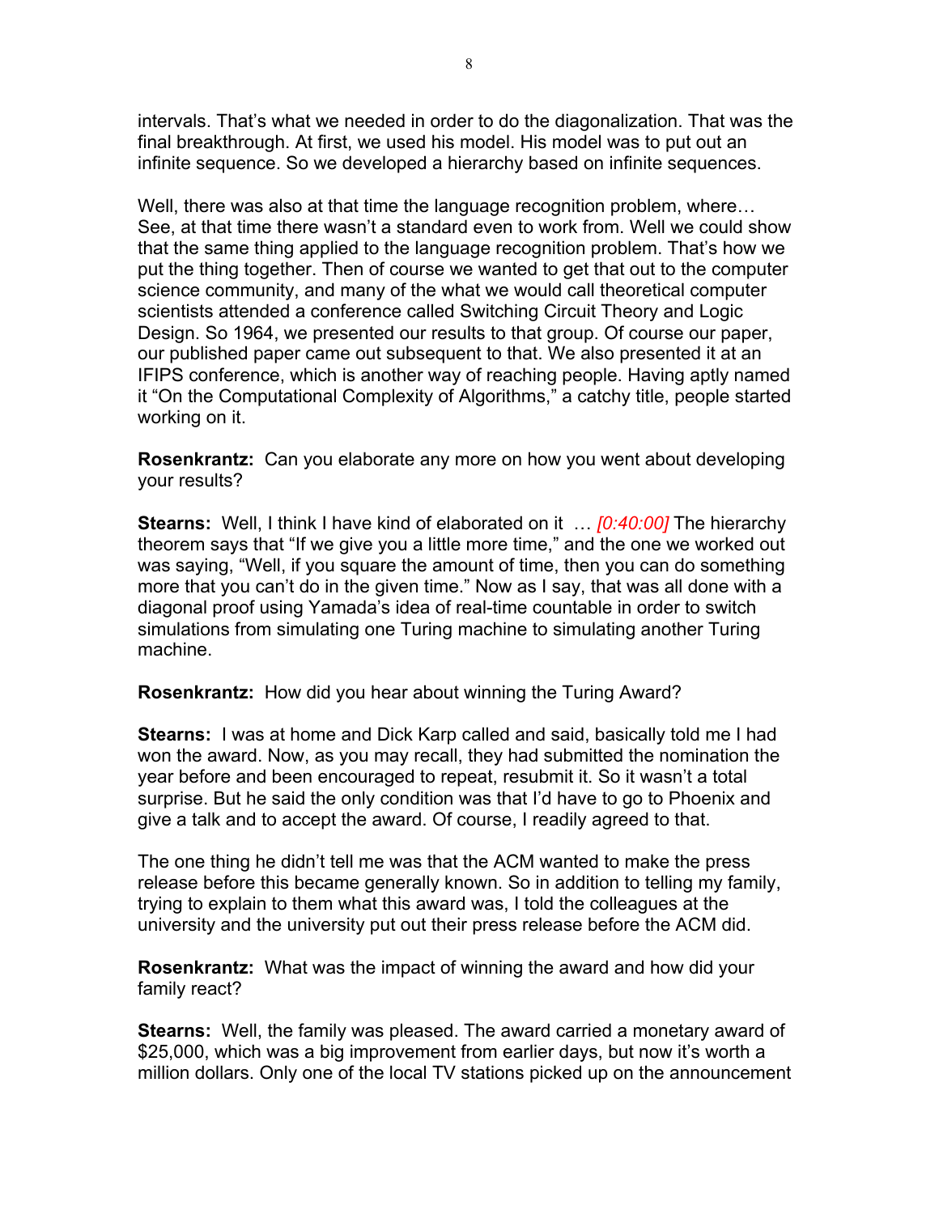intervals. That's what we needed in order to do the diagonalization. That was the final breakthrough. At first, we used his model. His model was to put out an infinite sequence. So we developed a hierarchy based on infinite sequences.

Well, there was also at that time the language recognition problem, where… See, at that time there wasn't a standard even to work from. Well we could show that the same thing applied to the language recognition problem. That's how we put the thing together. Then of course we wanted to get that out to the computer science community, and many of the what we would call theoretical computer scientists attended a conference called Switching Circuit Theory and Logic Design. So 1964, we presented our results to that group. Of course our paper, our published paper came out subsequent to that. We also presented it at an IFIPS conference, which is another way of reaching people. Having aptly named it "On the Computational Complexity of Algorithms," a catchy title, people started working on it.

**Rosenkrantz:** Can you elaborate any more on how you went about developing your results?

**Stearns:** Well, I think I have kind of elaborated on it … *[0:40:00]* The hierarchy theorem says that "If we give you a little more time," and the one we worked out was saying, "Well, if you square the amount of time, then you can do something more that you can't do in the given time." Now as I say, that was all done with a diagonal proof using Yamada's idea of real-time countable in order to switch simulations from simulating one Turing machine to simulating another Turing machine.

**Rosenkrantz:** How did you hear about winning the Turing Award?

**Stearns:** I was at home and Dick Karp called and said, basically told me I had won the award. Now, as you may recall, they had submitted the nomination the year before and been encouraged to repeat, resubmit it. So it wasn't a total surprise. But he said the only condition was that I'd have to go to Phoenix and give a talk and to accept the award. Of course, I readily agreed to that.

The one thing he didn't tell me was that the ACM wanted to make the press release before this became generally known. So in addition to telling my family, trying to explain to them what this award was, I told the colleagues at the university and the university put out their press release before the ACM did.

**Rosenkrantz:** What was the impact of winning the award and how did your family react?

**Stearns:** Well, the family was pleased. The award carried a monetary award of $25,000, which was a big improvement from earlier days, but now it's worth a million dollars. Only one of the local TV stations picked up on the announcement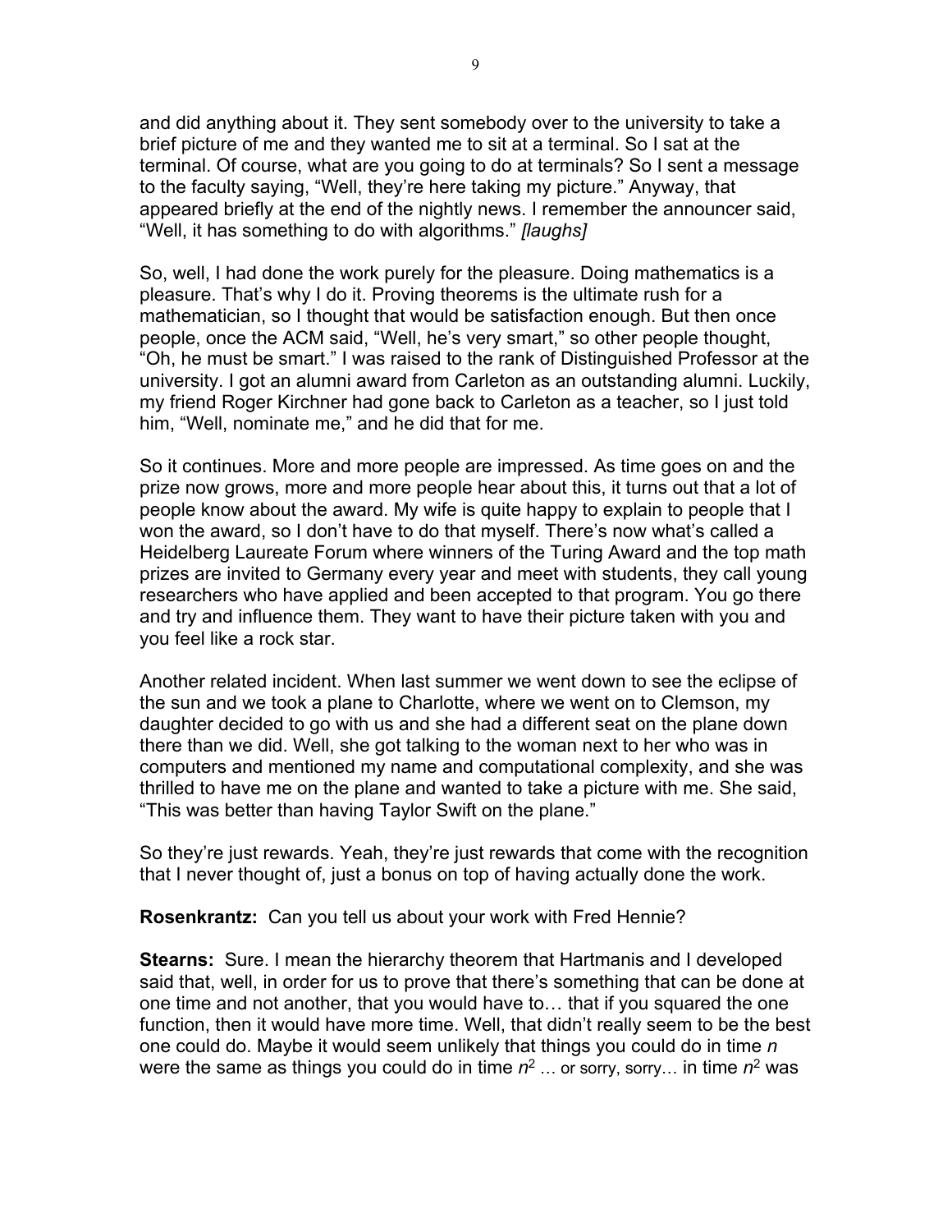and did anything about it. They sent somebody over to the university to take a brief picture of me and they wanted me to sit at a terminal. So I sat at the terminal. Of course, what are you going to do at terminals? So I sent a message to the faculty saying, "Well, they're here taking my picture." Anyway, that appeared briefly at the end of the nightly news. I remember the announcer said, "Well, it has something to do with algorithms." *[laughs]*

So, well, I had done the work purely for the pleasure. Doing mathematics is a pleasure. That's why I do it. Proving theorems is the ultimate rush for a mathematician, so I thought that would be satisfaction enough. But then once people, once the ACM said, "Well, he's very smart," so other people thought, "Oh, he must be smart." I was raised to the rank of Distinguished Professor at the university. I got an alumni award from Carleton as an outstanding alumni. Luckily, my friend Roger Kirchner had gone back to Carleton as a teacher, so I just told him, "Well, nominate me," and he did that for me.

So it continues. More and more people are impressed. As time goes on and the prize now grows, more and more people hear about this, it turns out that a lot of people know about the award. My wife is quite happy to explain to people that I won the award, so I don't have to do that myself. There's now what's called a Heidelberg Laureate Forum where winners of the Turing Award and the top math prizes are invited to Germany every year and meet with students, they call young researchers who have applied and been accepted to that program. You go there and try and influence them. They want to have their picture taken with you and you feel like a rock star.

Another related incident. When last summer we went down to see the eclipse of the sun and we took a plane to Charlotte, where we went on to Clemson, my daughter decided to go with us and she had a different seat on the plane down there than we did. Well, she got talking to the woman next to her who was in computers and mentioned my name and computational complexity, and she was thrilled to have me on the plane and wanted to take a picture with me. She said, "This was better than having Taylor Swift on the plane."

So they're just rewards. Yeah, they're just rewards that come with the recognition that I never thought of, just a bonus on top of having actually done the work.

**Rosenkrantz:** Can you tell us about your work with Fred Hennie?

**Stearns:** Sure. I mean the hierarchy theorem that Hartmanis and I developed said that, well, in order for us to prove that there's something that can be done at one time and not another, that you would have to… that if you squared the one function, then it would have more time. Well, that didn't really seem to be the best one could do. Maybe it would seem unlikely that things you could do in time $n$ were the same as things you could do in time $n^2$ … or sorry, sorry… in time $n^2$ was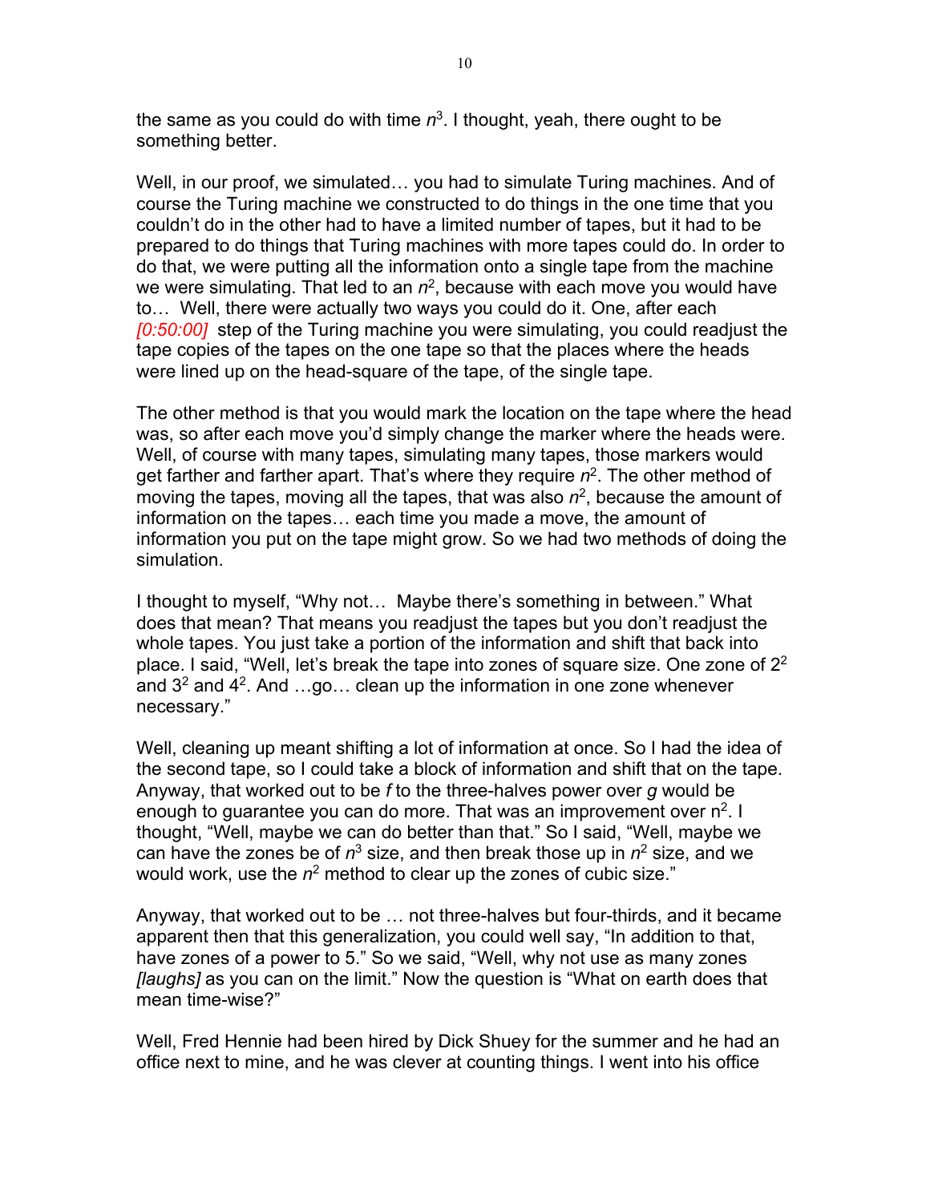the same as you could do with time $n^3$. I thought, yeah, there ought to be something better.

Well, in our proof, we simulated… you had to simulate Turing machines. And of course the Turing machine we constructed to do things in the one time that you couldn't do in the other had to have a limited number of tapes, but it had to be prepared to do things that Turing machines with more tapes could do. In order to do that, we were putting all the information onto a single tape from the machine we were simulating. That led to an $n^2$, because with each move you would have to… Well, there were actually two ways you could do it. One, after each *[0:50:00]* step of the Turing machine you were simulating, you could readjust the tape copies of the tapes on the one tape so that the places where the heads were lined up on the head-square of the tape, of the single tape.

The other method is that you would mark the location on the tape where the head was, so after each move you'd simply change the marker where the heads were. Well, of course with many tapes, simulating many tapes, those markers would get farther and farther apart. That's where they require $n^2$. The other method of moving the tapes, moving all the tapes, that was also $n^2$, because the amount of information on the tapes… each time you made a move, the amount of information you put on the tape might grow. So we had two methods of doing the simulation.

I thought to myself, "Why not… Maybe there's something in between." What does that mean? That means you readjust the tapes but you don't readjust the whole tapes. You just take a portion of the information and shift that back into place. I said, "Well, let's break the tape into zones of square size. One zone of $2^2$ and $3^2$ and $4^2$. And …go… clean up the information in one zone whenever necessary."

Well, cleaning up meant shifting a lot of information at once. So I had the idea of the second tape, so I could take a block of information and shift that on the tape. Anyway, that worked out to be *f* to the three-halves power over *g* would be enough to guarantee you can do more. That was an improvement over $n^2$. I thought, "Well, maybe we can do better than that." So I said, "Well, maybe we can have the zones be of $n^3$ size, and then break those up in $n^2$ size, and we would work, use the $n^2$ method to clear up the zones of cubic size."

Anyway, that worked out to be … not three-halves but four-thirds, and it became apparent then that this generalization, you could well say, "In addition to that, have zones of a power to 5." So we said, "Well, why not use as many zones *[laughs]* as you can on the limit." Now the question is "What on earth does that mean time-wise?"

Well, Fred Hennie had been hired by Dick Shuey for the summer and he had an office next to mine, and he was clever at counting things. I went into his office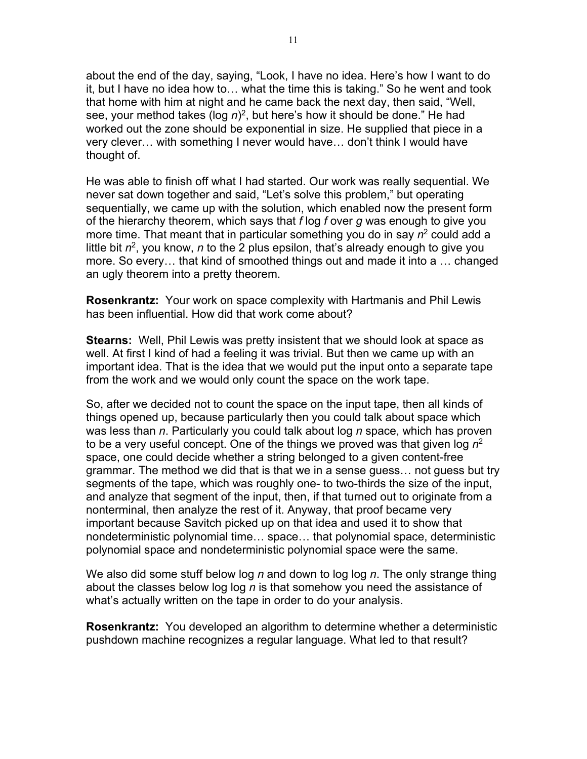about the end of the day, saying, "Look, I have no idea. Here's how I want to do it, but I have no idea how to… what the time this is taking." So he went and took that home with him at night and he came back the next day, then said, "Well, see, your method takes $(\log n)^2$, but here's how it should be done." He had worked out the zone should be exponential in size. He supplied that piece in a very clever… with something I never would have… don't think I would have thought of.

He was able to finish off what I had started. Our work was really sequential. We never sat down together and said, "Let's solve this problem," but operating sequentially, we came up with the solution, which enabled now the present form of the hierarchy theorem, which says that $f \log f$ over $g$ was enough to give you more time. That meant that in particular something you do in say $n^2$ could add a little bit $n^2$, you know, $n$ to the 2 plus epsilon, that's already enough to give you more. So every… that kind of smoothed things out and made it into a … changed an ugly theorem into a pretty theorem.

**Rosenkrantz:** Your work on space complexity with Hartmanis and Phil Lewis has been influential. How did that work come about?

**Stearns:** Well, Phil Lewis was pretty insistent that we should look at space as well. At first I kind of had a feeling it was trivial. But then we came up with an important idea. That is the idea that we would put the input onto a separate tape from the work and we would only count the space on the work tape.

So, after we decided not to count the space on the input tape, then all kinds of things opened up, because particularly then you could talk about space which was less than $n$. Particularly you could talk about $\log n$ space, which has proven to be a very useful concept. One of the things we proved was that given $\log n^2$ space, one could decide whether a string belonged to a given content-free grammar. The method we did that is that we in a sense guess… not guess but try segments of the tape, which was roughly one- to two-thirds the size of the input, and analyze that segment of the input, then, if that turned out to originate from a nonterminal, then analyze the rest of it. Anyway, that proof became very important because Savitch picked up on that idea and used it to show that nondeterministic polynomial time… space… that polynomial space, deterministic polynomial space and nondeterministic polynomial space were the same.

We also did some stuff below $\log n$ and down to $\log \log n$. The only strange thing about the classes below $\log \log n$ is that somehow you need the assistance of what's actually written on the tape in order to do your analysis.

**Rosenkrantz:** You developed an algorithm to determine whether a deterministic pushdown machine recognizes a regular language. What led to that result?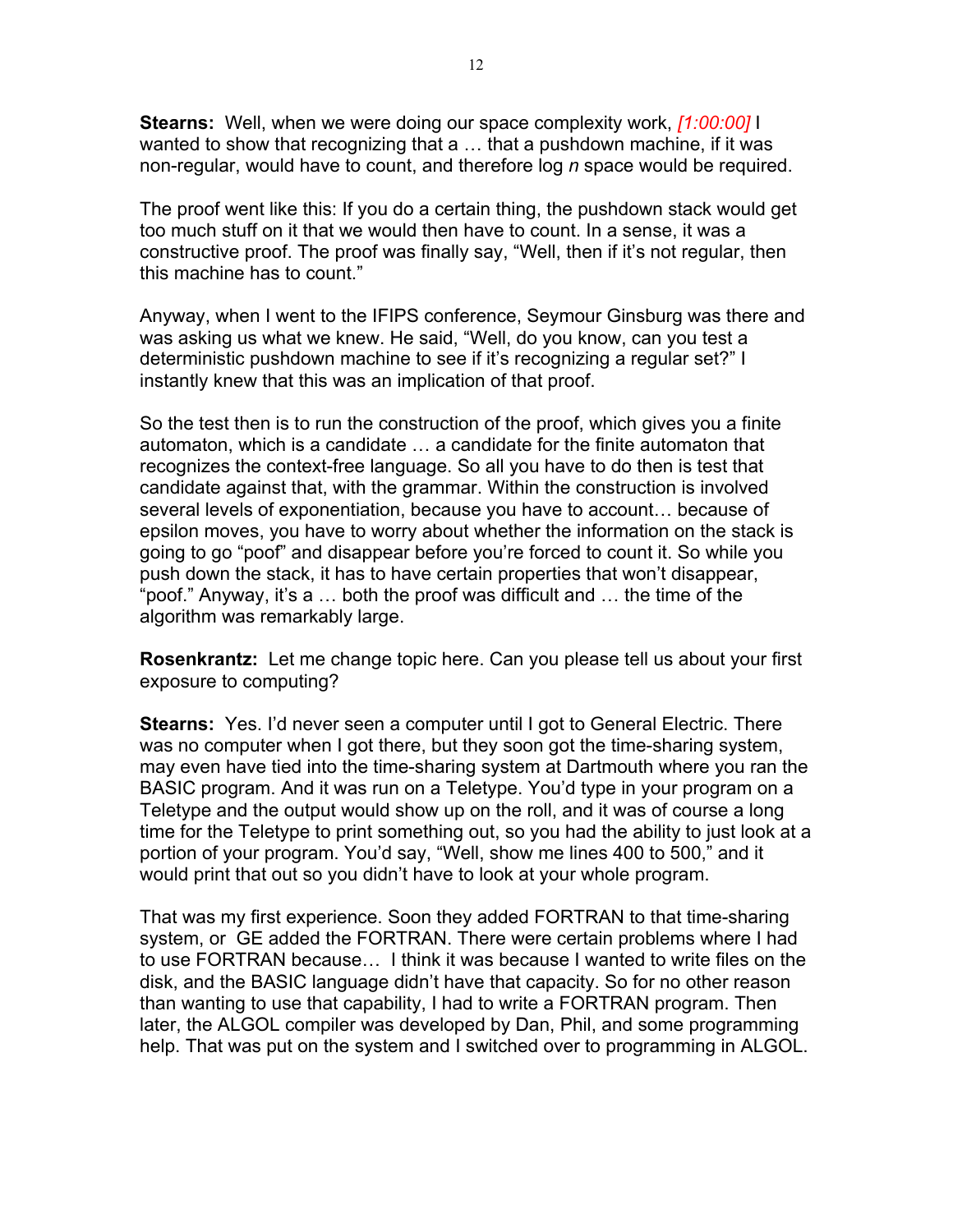**Stearns:** Well, when we were doing our space complexity work, *[1:00:00]* I wanted to show that recognizing that a … that a pushdown machine, if it was non-regular, would have to count, and therefore log *n* space would be required.

The proof went like this: If you do a certain thing, the pushdown stack would get too much stuff on it that we would then have to count. In a sense, it was a constructive proof. The proof was finally say, "Well, then if it's not regular, then this machine has to count."

Anyway, when I went to the IFIPS conference, Seymour Ginsburg was there and was asking us what we knew. He said, "Well, do you know, can you test a deterministic pushdown machine to see if it's recognizing a regular set?" I instantly knew that this was an implication of that proof.

So the test then is to run the construction of the proof, which gives you a finite automaton, which is a candidate … a candidate for the finite automaton that recognizes the context-free language. So all you have to do then is test that candidate against that, with the grammar. Within the construction is involved several levels of exponentiation, because you have to account… because of epsilon moves, you have to worry about whether the information on the stack is going to go "poof" and disappear before you're forced to count it. So while you push down the stack, it has to have certain properties that won't disappear, "poof." Anyway, it's a … both the proof was difficult and … the time of the algorithm was remarkably large.

**Rosenkrantz:** Let me change topic here. Can you please tell us about your first exposure to computing?

**Stearns:** Yes. I'd never seen a computer until I got to General Electric. There was no computer when I got there, but they soon got the time-sharing system, may even have tied into the time-sharing system at Dartmouth where you ran the BASIC program. And it was run on a Teletype. You'd type in your program on a Teletype and the output would show up on the roll, and it was of course a long time for the Teletype to print something out, so you had the ability to just look at a portion of your program. You'd say, "Well, show me lines 400 to 500," and it would print that out so you didn't have to look at your whole program.

That was my first experience. Soon they added FORTRAN to that time-sharing system, or GE added the FORTRAN. There were certain problems where I had to use FORTRAN because… I think it was because I wanted to write files on the disk, and the BASIC language didn't have that capacity. So for no other reason than wanting to use that capability, I had to write a FORTRAN program. Then later, the ALGOL compiler was developed by Dan, Phil, and some programming help. That was put on the system and I switched over to programming in ALGOL.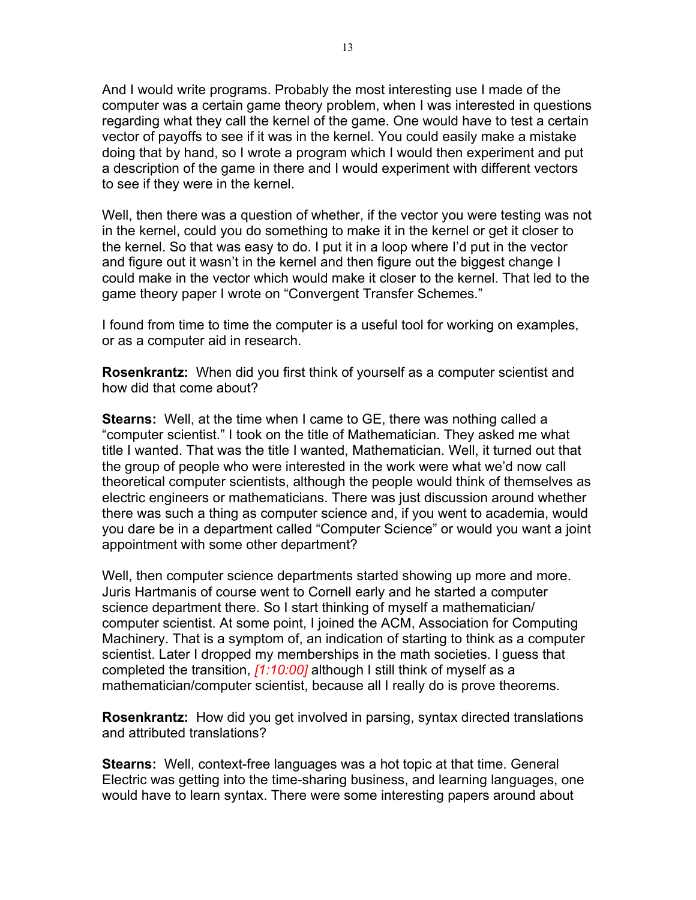And I would write programs. Probably the most interesting use I made of the computer was a certain game theory problem, when I was interested in questions regarding what they call the kernel of the game. One would have to test a certain vector of payoffs to see if it was in the kernel. You could easily make a mistake doing that by hand, so I wrote a program which I would then experiment and put a description of the game in there and I would experiment with different vectors to see if they were in the kernel.

Well, then there was a question of whether, if the vector you were testing was not in the kernel, could you do something to make it in the kernel or get it closer to the kernel. So that was easy to do. I put it in a loop where I'd put in the vector and figure out it wasn't in the kernel and then figure out the biggest change I could make in the vector which would make it closer to the kernel. That led to the game theory paper I wrote on "Convergent Transfer Schemes."

I found from time to time the computer is a useful tool for working on examples, or as a computer aid in research.

**Rosenkrantz:** When did you first think of yourself as a computer scientist and how did that come about?

**Stearns:** Well, at the time when I came to GE, there was nothing called a "computer scientist." I took on the title of Mathematician. They asked me what title I wanted. That was the title I wanted, Mathematician. Well, it turned out that the group of people who were interested in the work were what we'd now call theoretical computer scientists, although the people would think of themselves as electric engineers or mathematicians. There was just discussion around whether there was such a thing as computer science and, if you went to academia, would you dare be in a department called "Computer Science" or would you want a joint appointment with some other department?

Well, then computer science departments started showing up more and more. Juris Hartmanis of course went to Cornell early and he started a computer science department there. So I start thinking of myself a mathematician/ computer scientist. At some point, I joined the ACM, Association for Computing Machinery. That is a symptom of, an indication of starting to think as a computer scientist. Later I dropped my memberships in the math societies. I guess that completed the transition, *[1:10:00]* although I still think of myself as a mathematician/computer scientist, because all I really do is prove theorems.

**Rosenkrantz:** How did you get involved in parsing, syntax directed translations and attributed translations?

**Stearns:** Well, context-free languages was a hot topic at that time. General Electric was getting into the time-sharing business, and learning languages, one would have to learn syntax. There were some interesting papers around about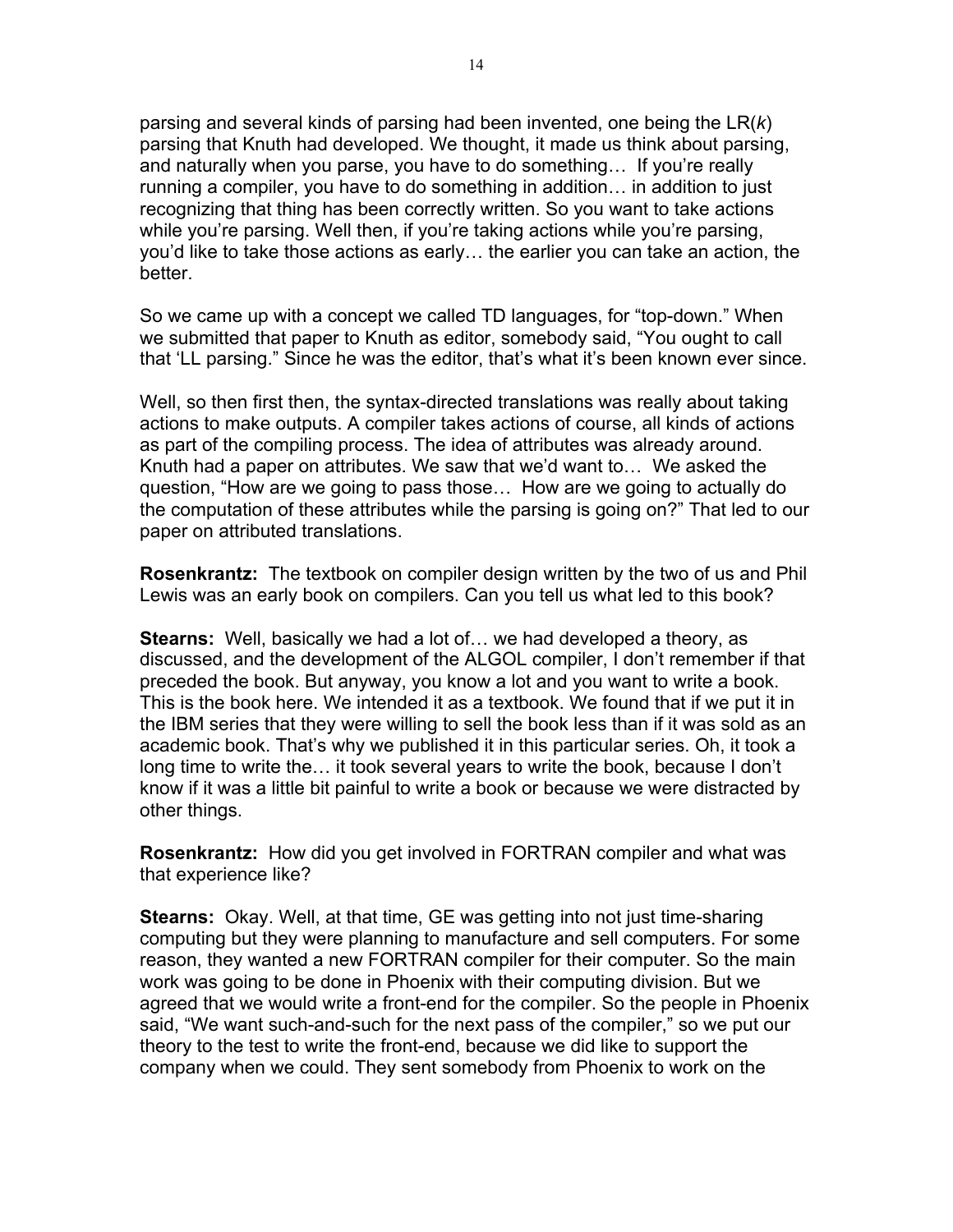parsing and several kinds of parsing had been invented, one being the LR(*k*) parsing that Knuth had developed. We thought, it made us think about parsing, and naturally when you parse, you have to do something… If you're really running a compiler, you have to do something in addition… in addition to just recognizing that thing has been correctly written. So you want to take actions while you're parsing. Well then, if you're taking actions while you're parsing, you'd like to take those actions as early… the earlier you can take an action, the better.

So we came up with a concept we called TD languages, for "top-down." When we submitted that paper to Knuth as editor, somebody said, "You ought to call that 'LL parsing." Since he was the editor, that's what it's been known ever since.

Well, so then first then, the syntax-directed translations was really about taking actions to make outputs. A compiler takes actions of course, all kinds of actions as part of the compiling process. The idea of attributes was already around. Knuth had a paper on attributes. We saw that we'd want to… We asked the question, "How are we going to pass those… How are we going to actually do the computation of these attributes while the parsing is going on?" That led to our paper on attributed translations.

**Rosenkrantz:** The textbook on compiler design written by the two of us and Phil Lewis was an early book on compilers. Can you tell us what led to this book?

**Stearns:** Well, basically we had a lot of… we had developed a theory, as discussed, and the development of the ALGOL compiler, I don't remember if that preceded the book. But anyway, you know a lot and you want to write a book. This is the book here. We intended it as a textbook. We found that if we put it in the IBM series that they were willing to sell the book less than if it was sold as an academic book. That's why we published it in this particular series. Oh, it took a long time to write the… it took several years to write the book, because I don't know if it was a little bit painful to write a book or because we were distracted by other things.

**Rosenkrantz:** How did you get involved in FORTRAN compiler and what was that experience like?

**Stearns:** Okay. Well, at that time, GE was getting into not just time-sharing computing but they were planning to manufacture and sell computers. For some reason, they wanted a new FORTRAN compiler for their computer. So the main work was going to be done in Phoenix with their computing division. But we agreed that we would write a front-end for the compiler. So the people in Phoenix said, "We want such-and-such for the next pass of the compiler," so we put our theory to the test to write the front-end, because we did like to support the company when we could. They sent somebody from Phoenix to work on the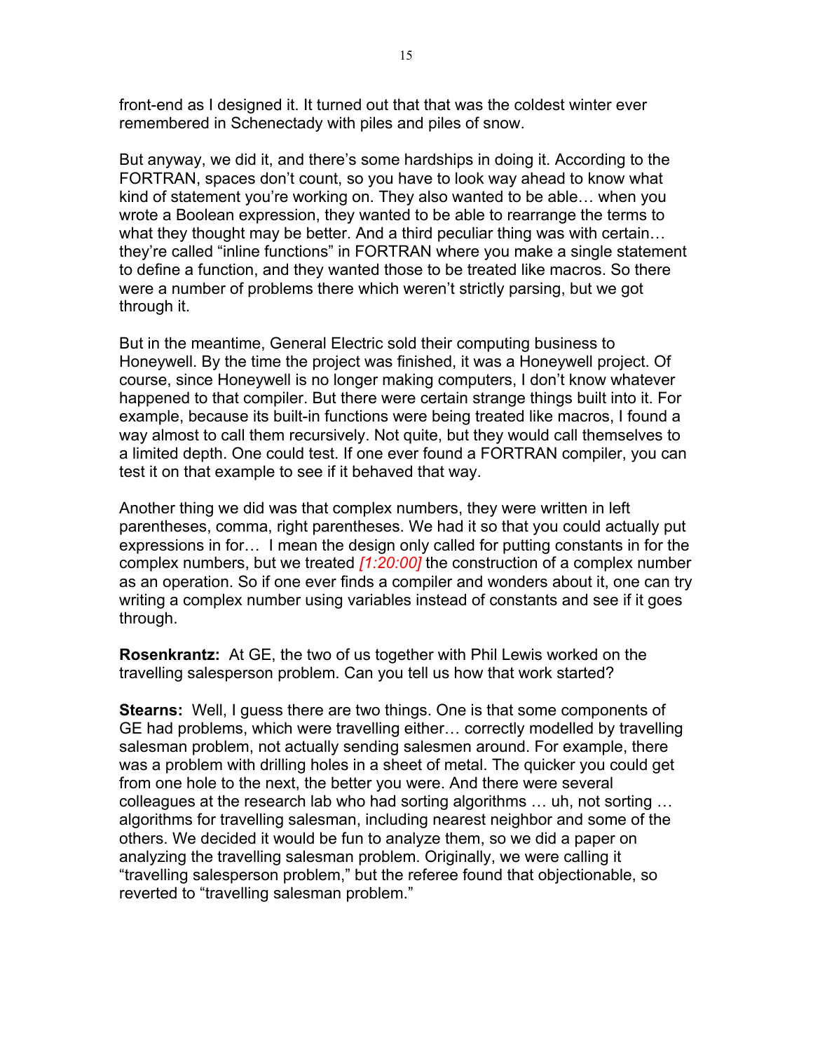front-end as I designed it. It turned out that that was the coldest winter ever remembered in Schenectady with piles and piles of snow.

But anyway, we did it, and there's some hardships in doing it. According to the FORTRAN, spaces don't count, so you have to look way ahead to know what kind of statement you're working on. They also wanted to be able… when you wrote a Boolean expression, they wanted to be able to rearrange the terms to what they thought may be better. And a third peculiar thing was with certain… they're called "inline functions" in FORTRAN where you make a single statement to define a function, and they wanted those to be treated like macros. So there were a number of problems there which weren't strictly parsing, but we got through it.

But in the meantime, General Electric sold their computing business to Honeywell. By the time the project was finished, it was a Honeywell project. Of course, since Honeywell is no longer making computers, I don't know whatever happened to that compiler. But there were certain strange things built into it. For example, because its built-in functions were being treated like macros, I found a way almost to call them recursively. Not quite, but they would call themselves to a limited depth. One could test. If one ever found a FORTRAN compiler, you can test it on that example to see if it behaved that way.

Another thing we did was that complex numbers, they were written in left parentheses, comma, right parentheses. We had it so that you could actually put expressions in for… I mean the design only called for putting constants in for the complex numbers, but we treated *[1:20:00]* the construction of a complex number as an operation. So if one ever finds a compiler and wonders about it, one can try writing a complex number using variables instead of constants and see if it goes through.

**Rosenkrantz:** At GE, the two of us together with Phil Lewis worked on the travelling salesperson problem. Can you tell us how that work started?

**Stearns:** Well, I guess there are two things. One is that some components of GE had problems, which were travelling either… correctly modelled by travelling salesman problem, not actually sending salesmen around. For example, there was a problem with drilling holes in a sheet of metal. The quicker you could get from one hole to the next, the better you were. And there were several colleagues at the research lab who had sorting algorithms … uh, not sorting … algorithms for travelling salesman, including nearest neighbor and some of the others. We decided it would be fun to analyze them, so we did a paper on analyzing the travelling salesman problem. Originally, we were calling it "travelling salesperson problem," but the referee found that objectionable, so reverted to "travelling salesman problem."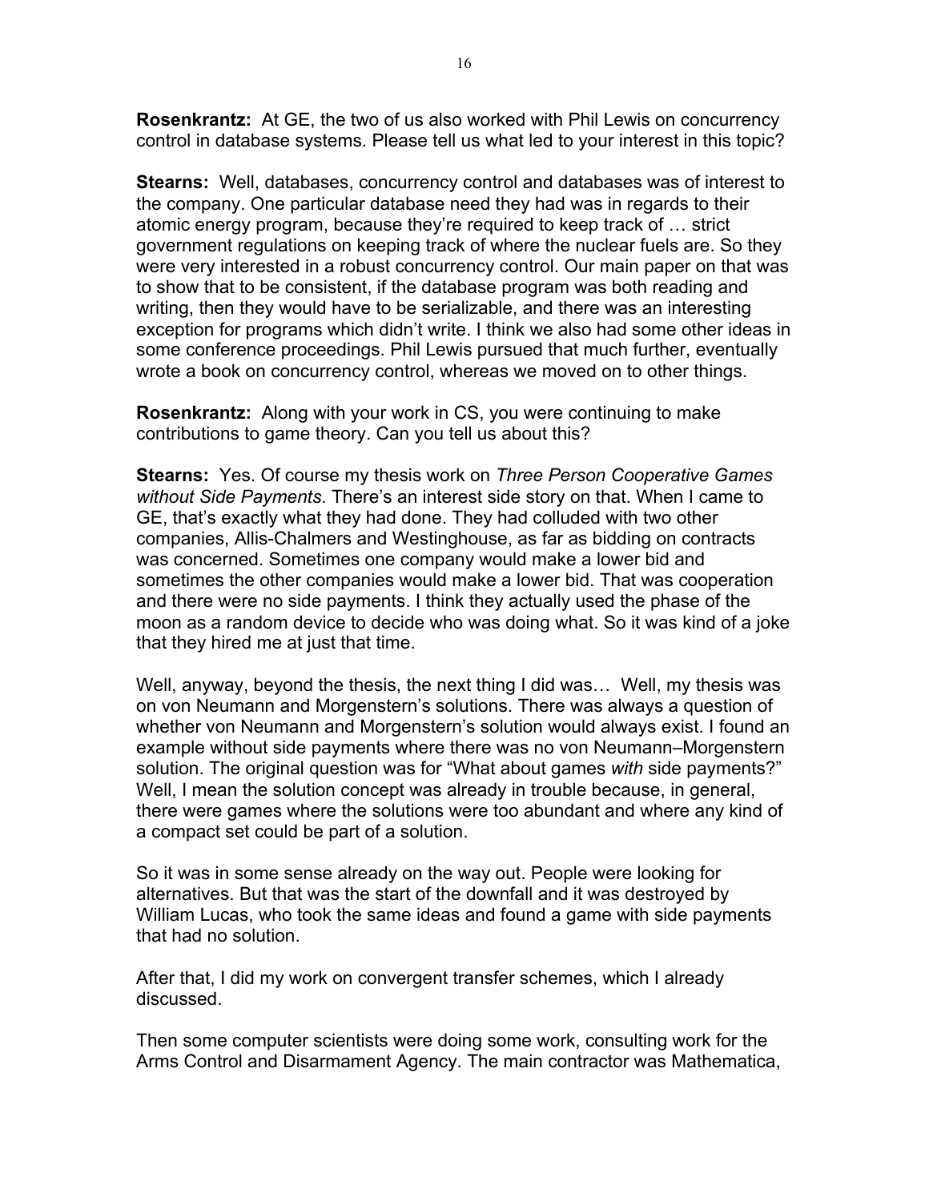**Rosenkrantz:** At GE, the two of us also worked with Phil Lewis on concurrency control in database systems. Please tell us what led to your interest in this topic?

**Stearns:** Well, databases, concurrency control and databases was of interest to the company. One particular database need they had was in regards to their atomic energy program, because they're required to keep track of … strict government regulations on keeping track of where the nuclear fuels are. So they were very interested in a robust concurrency control. Our main paper on that was to show that to be consistent, if the database program was both reading and writing, then they would have to be serializable, and there was an interesting exception for programs which didn't write. I think we also had some other ideas in some conference proceedings. Phil Lewis pursued that much further, eventually wrote a book on concurrency control, whereas we moved on to other things.

**Rosenkrantz:** Along with your work in CS, you were continuing to make contributions to game theory. Can you tell us about this?

**Stearns:** Yes. Of course my thesis work on *Three Person Cooperative Games without Side Payments*. There's an interest side story on that. When I came to GE, that's exactly what they had done. They had colluded with two other companies, Allis-Chalmers and Westinghouse, as far as bidding on contracts was concerned. Sometimes one company would make a lower bid and sometimes the other companies would make a lower bid. That was cooperation and there were no side payments. I think they actually used the phase of the moon as a random device to decide who was doing what. So it was kind of a joke that they hired me at just that time.

Well, anyway, beyond the thesis, the next thing I did was… Well, my thesis was on von Neumann and Morgenstern's solutions. There was always a question of whether von Neumann and Morgenstern's solution would always exist. I found an example without side payments where there was no von Neumann–Morgenstern solution. The original question was for "What about games *with* side payments?" Well, I mean the solution concept was already in trouble because, in general, there were games where the solutions were too abundant and where any kind of a compact set could be part of a solution.

So it was in some sense already on the way out. People were looking for alternatives. But that was the start of the downfall and it was destroyed by William Lucas, who took the same ideas and found a game with side payments that had no solution.

After that, I did my work on convergent transfer schemes, which I already discussed.

Then some computer scientists were doing some work, consulting work for the Arms Control and Disarmament Agency. The main contractor was Mathematica,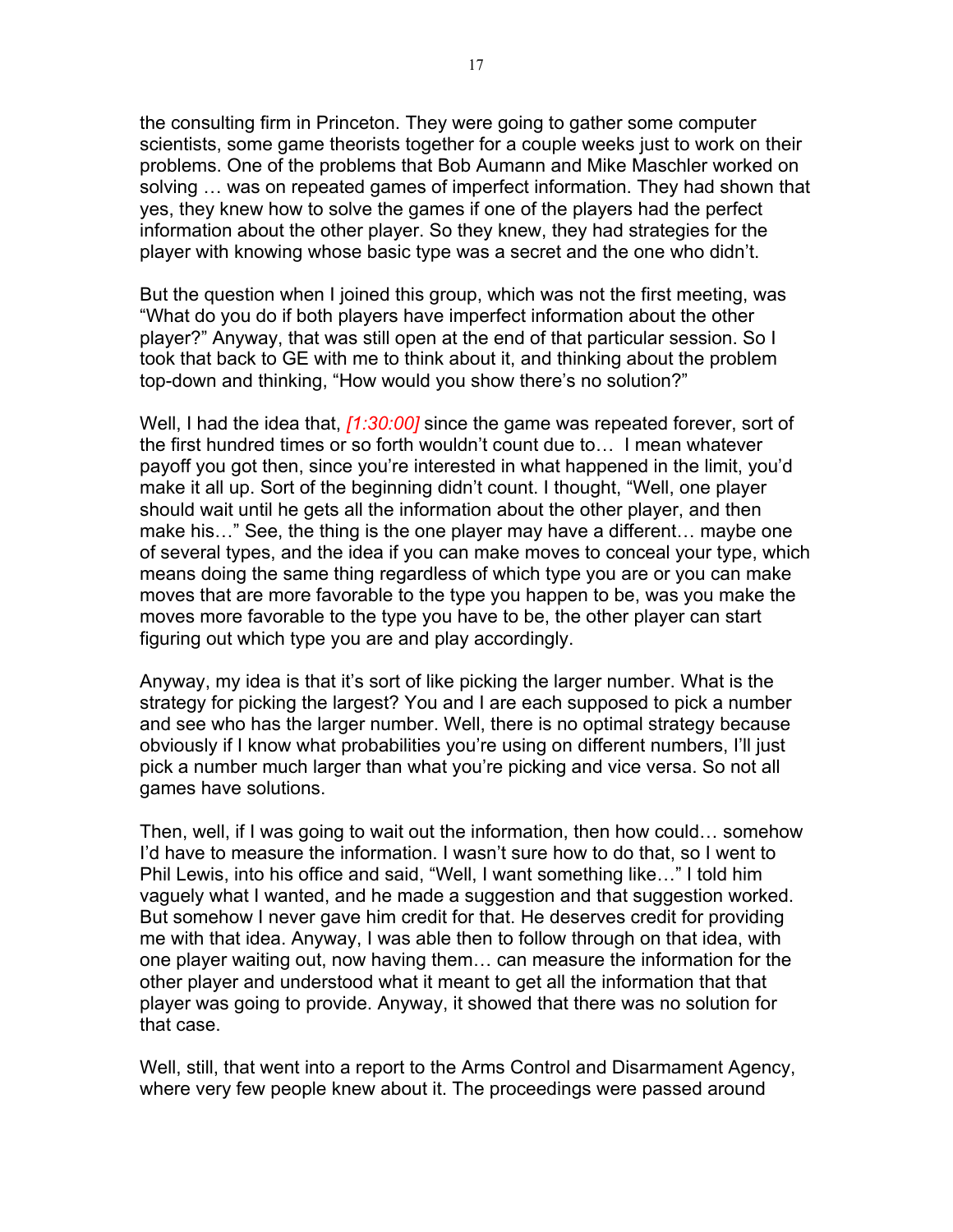the consulting firm in Princeton. They were going to gather some computer scientists, some game theorists together for a couple weeks just to work on their problems. One of the problems that Bob Aumann and Mike Maschler worked on solving … was on repeated games of imperfect information. They had shown that yes, they knew how to solve the games if one of the players had the perfect information about the other player. So they knew, they had strategies for the player with knowing whose basic type was a secret and the one who didn't.

But the question when I joined this group, which was not the first meeting, was "What do you do if both players have imperfect information about the other player?" Anyway, that was still open at the end of that particular session. So I took that back to GE with me to think about it, and thinking about the problem top-down and thinking, "How would you show there's no solution?"

Well, I had the idea that, *[1:30:00]* since the game was repeated forever, sort of the first hundred times or so forth wouldn't count due to… I mean whatever payoff you got then, since you're interested in what happened in the limit, you'd make it all up. Sort of the beginning didn't count. I thought, "Well, one player should wait until he gets all the information about the other player, and then make his…" See, the thing is the one player may have a different… maybe one of several types, and the idea if you can make moves to conceal your type, which means doing the same thing regardless of which type you are or you can make moves that are more favorable to the type you happen to be, was you make the moves more favorable to the type you have to be, the other player can start figuring out which type you are and play accordingly.

Anyway, my idea is that it's sort of like picking the larger number. What is the strategy for picking the largest? You and I are each supposed to pick a number and see who has the larger number. Well, there is no optimal strategy because obviously if I know what probabilities you're using on different numbers, I'll just pick a number much larger than what you're picking and vice versa. So not all games have solutions.

Then, well, if I was going to wait out the information, then how could… somehow I'd have to measure the information. I wasn't sure how to do that, so I went to Phil Lewis, into his office and said, "Well, I want something like…" I told him vaguely what I wanted, and he made a suggestion and that suggestion worked. But somehow I never gave him credit for that. He deserves credit for providing me with that idea. Anyway, I was able then to follow through on that idea, with one player waiting out, now having them… can measure the information for the other player and understood what it meant to get all the information that that player was going to provide. Anyway, it showed that there was no solution for that case.

Well, still, that went into a report to the Arms Control and Disarmament Agency, where very few people knew about it. The proceedings were passed around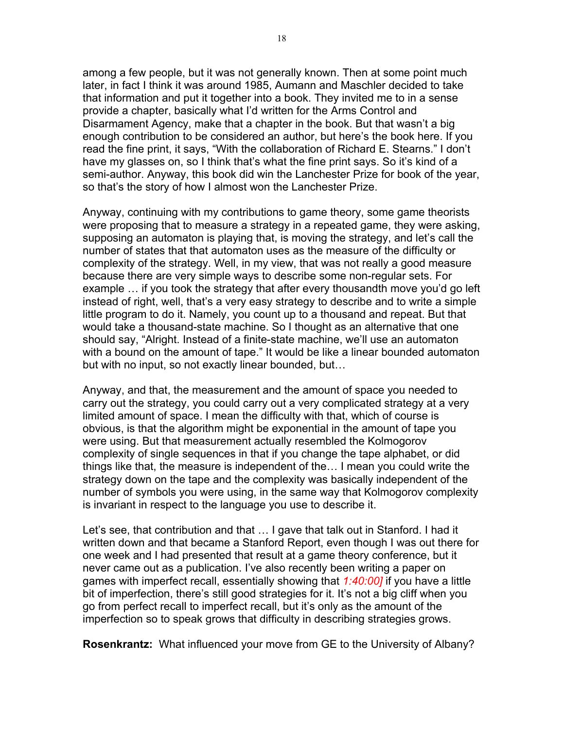among a few people, but it was not generally known. Then at some point much later, in fact I think it was around 1985, Aumann and Maschler decided to take that information and put it together into a book. They invited me to in a sense provide a chapter, basically what I'd written for the Arms Control and Disarmament Agency, make that a chapter in the book. But that wasn't a big enough contribution to be considered an author, but here's the book here. If you read the fine print, it says, "With the collaboration of Richard E. Stearns." I don't have my glasses on, so I think that's what the fine print says. So it's kind of a semi-author. Anyway, this book did win the Lanchester Prize for book of the year, so that's the story of how I almost won the Lanchester Prize.

Anyway, continuing with my contributions to game theory, some game theorists were proposing that to measure a strategy in a repeated game, they were asking, supposing an automaton is playing that, is moving the strategy, and let's call the number of states that that automaton uses as the measure of the difficulty or complexity of the strategy. Well, in my view, that was not really a good measure because there are very simple ways to describe some non-regular sets. For example … if you took the strategy that after every thousandth move you'd go left instead of right, well, that's a very easy strategy to describe and to write a simple little program to do it. Namely, you count up to a thousand and repeat. But that would take a thousand-state machine. So I thought as an alternative that one should say, "Alright. Instead of a finite-state machine, we'll use an automaton with a bound on the amount of tape." It would be like a linear bounded automaton but with no input, so not exactly linear bounded, but…

Anyway, and that, the measurement and the amount of space you needed to carry out the strategy, you could carry out a very complicated strategy at a very limited amount of space. I mean the difficulty with that, which of course is obvious, is that the algorithm might be exponential in the amount of tape you were using. But that measurement actually resembled the Kolmogorov complexity of single sequences in that if you change the tape alphabet, or did things like that, the measure is independent of the… I mean you could write the strategy down on the tape and the complexity was basically independent of the number of symbols you were using, in the same way that Kolmogorov complexity is invariant in respect to the language you use to describe it.

Let's see, that contribution and that … I gave that talk out in Stanford. I had it written down and that became a Stanford Report, even though I was out there for one week and I had presented that result at a game theory conference, but it never came out as a publication. I've also recently been writing a paper on games with imperfect recall, essentially showing that *1:40:00]* if you have a little bit of imperfection, there's still good strategies for it. It's not a big cliff when you go from perfect recall to imperfect recall, but it's only as the amount of the imperfection so to speak grows that difficulty in describing strategies grows.

**Rosenkrantz:** What influenced your move from GE to the University of Albany?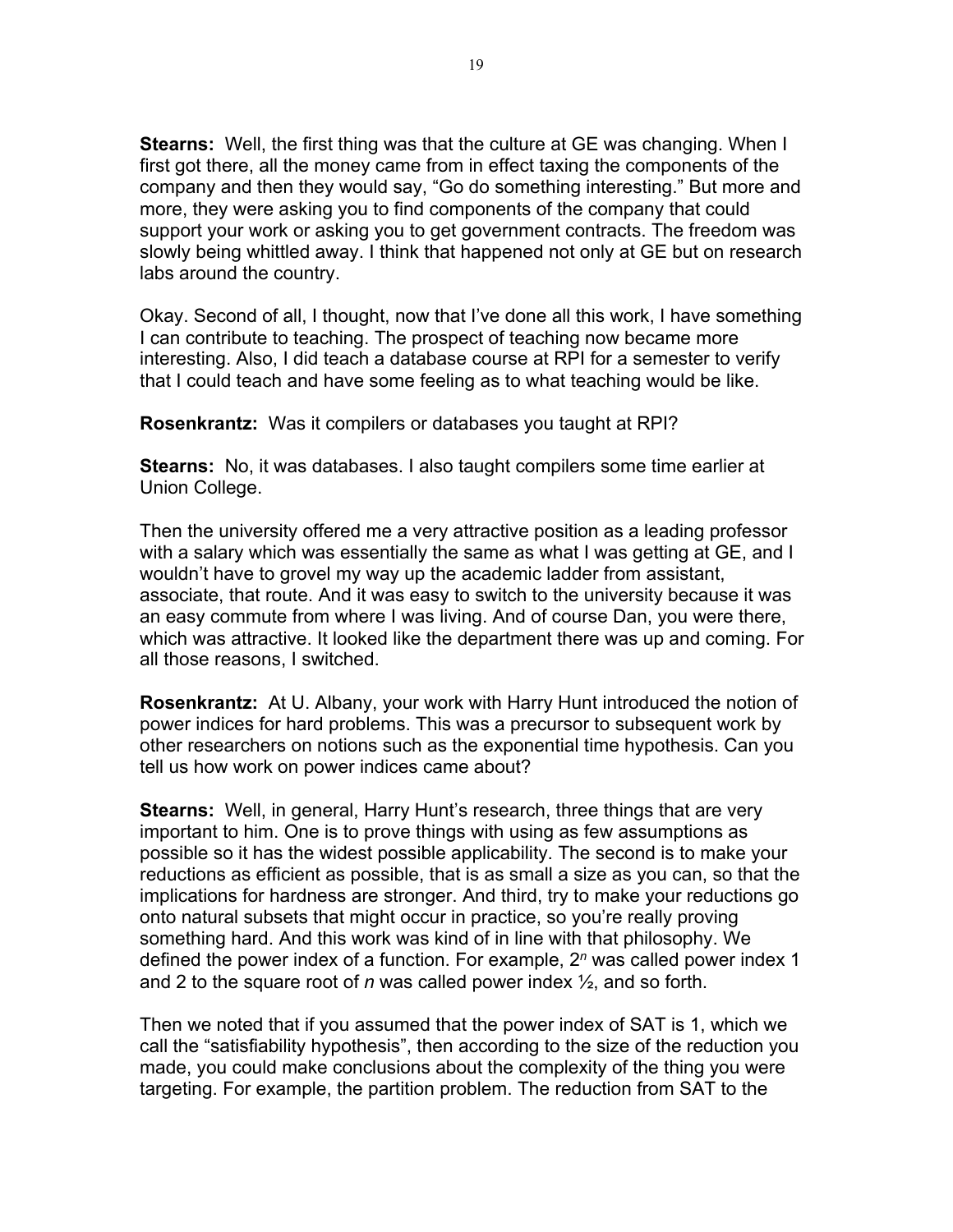**Stearns:** Well, the first thing was that the culture at GE was changing. When I first got there, all the money came from in effect taxing the components of the company and then they would say, "Go do something interesting." But more and more, they were asking you to find components of the company that could support your work or asking you to get government contracts. The freedom was slowly being whittled away. I think that happened not only at GE but on research labs around the country.

Okay. Second of all, I thought, now that I've done all this work, I have something I can contribute to teaching. The prospect of teaching now became more interesting. Also, I did teach a database course at RPI for a semester to verify that I could teach and have some feeling as to what teaching would be like.

**Rosenkrantz:** Was it compilers or databases you taught at RPI?

**Stearns:** No, it was databases. I also taught compilers some time earlier at Union College.

Then the university offered me a very attractive position as a leading professor with a salary which was essentially the same as what I was getting at GE, and I wouldn't have to grovel my way up the academic ladder from assistant, associate, that route. And it was easy to switch to the university because it was an easy commute from where I was living. And of course Dan, you were there, which was attractive. It looked like the department there was up and coming. For all those reasons, I switched.

**Rosenkrantz:** At U. Albany, your work with Harry Hunt introduced the notion of power indices for hard problems. This was a precursor to subsequent work by other researchers on notions such as the exponential time hypothesis. Can you tell us how work on power indices came about?

**Stearns:** Well, in general, Harry Hunt's research, three things that are very important to him. One is to prove things with using as few assumptions as possible so it has the widest possible applicability. The second is to make your reductions as efficient as possible, that is as small a size as you can, so that the implications for hardness are stronger. And third, try to make your reductions go onto natural subsets that might occur in practice, so you're really proving something hard. And this work was kind of in line with that philosophy. We defined the power index of a function. For example, $2^n$ was called power index 1 and 2 to the square root of *n* was called power index ½, and so forth.

Then we noted that if you assumed that the power index of SAT is 1, which we call the "satisfiability hypothesis", then according to the size of the reduction you made, you could make conclusions about the complexity of the thing you were targeting. For example, the partition problem. The reduction from SAT to the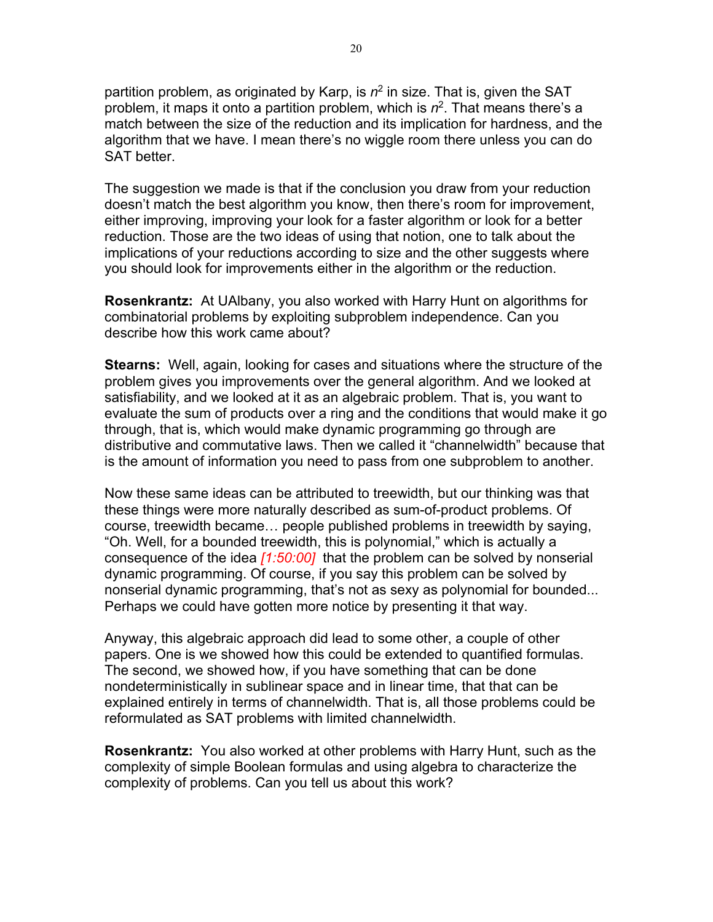partition problem, as originated by Karp, is $n^2$ in size. That is, given the SAT problem, it maps it onto a partition problem, which is $n^2$. That means there's a match between the size of the reduction and its implication for hardness, and the algorithm that we have. I mean there's no wiggle room there unless you can do SAT better.

The suggestion we made is that if the conclusion you draw from your reduction doesn't match the best algorithm you know, then there's room for improvement, either improving, improving your look for a faster algorithm or look for a better reduction. Those are the two ideas of using that notion, one to talk about the implications of your reductions according to size and the other suggests where you should look for improvements either in the algorithm or the reduction.

**Rosenkrantz:** At UAlbany, you also worked with Harry Hunt on algorithms for combinatorial problems by exploiting subproblem independence. Can you describe how this work came about?

**Stearns:** Well, again, looking for cases and situations where the structure of the problem gives you improvements over the general algorithm. And we looked at satisfiability, and we looked at it as an algebraic problem. That is, you want to evaluate the sum of products over a ring and the conditions that would make it go through, that is, which would make dynamic programming go through are distributive and commutative laws. Then we called it "channelwidth" because that is the amount of information you need to pass from one subproblem to another.

Now these same ideas can be attributed to treewidth, but our thinking was that these things were more naturally described as sum-of-product problems. Of course, treewidth became… people published problems in treewidth by saying, "Oh. Well, for a bounded treewidth, this is polynomial," which is actually a consequence of the idea *[1:50:00]* that the problem can be solved by nonserial dynamic programming. Of course, if you say this problem can be solved by nonserial dynamic programming, that's not as sexy as polynomial for bounded... Perhaps we could have gotten more notice by presenting it that way.

Anyway, this algebraic approach did lead to some other, a couple of other papers. One is we showed how this could be extended to quantified formulas. The second, we showed how, if you have something that can be done nondeterministically in sublinear space and in linear time, that that can be explained entirely in terms of channelwidth. That is, all those problems could be reformulated as SAT problems with limited channelwidth.

**Rosenkrantz:** You also worked at other problems with Harry Hunt, such as the complexity of simple Boolean formulas and using algebra to characterize the complexity of problems. Can you tell us about this work?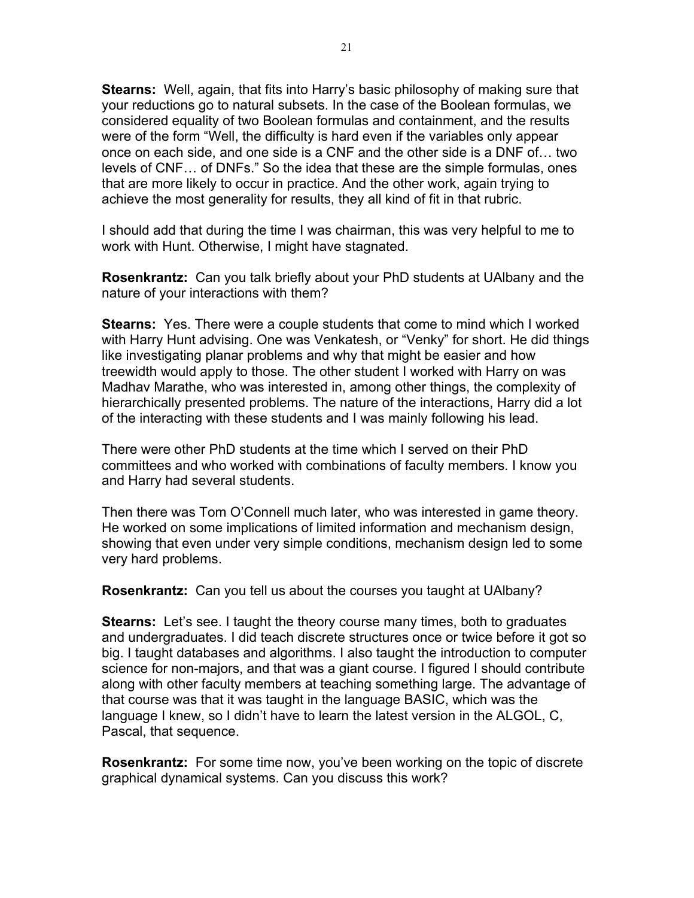**Stearns:** Well, again, that fits into Harry's basic philosophy of making sure that your reductions go to natural subsets. In the case of the Boolean formulas, we considered equality of two Boolean formulas and containment, and the results were of the form "Well, the difficulty is hard even if the variables only appear once on each side, and one side is a CNF and the other side is a DNF of… two levels of CNF… of DNFs." So the idea that these are the simple formulas, ones that are more likely to occur in practice. And the other work, again trying to achieve the most generality for results, they all kind of fit in that rubric.

I should add that during the time I was chairman, this was very helpful to me to work with Hunt. Otherwise, I might have stagnated.

**Rosenkrantz:** Can you talk briefly about your PhD students at UAlbany and the nature of your interactions with them?

**Stearns:** Yes. There were a couple students that come to mind which I worked with Harry Hunt advising. One was Venkatesh, or "Venky" for short. He did things like investigating planar problems and why that might be easier and how treewidth would apply to those. The other student I worked with Harry on was Madhav Marathe, who was interested in, among other things, the complexity of hierarchically presented problems. The nature of the interactions, Harry did a lot of the interacting with these students and I was mainly following his lead.

There were other PhD students at the time which I served on their PhD committees and who worked with combinations of faculty members. I know you and Harry had several students.

Then there was Tom O'Connell much later, who was interested in game theory. He worked on some implications of limited information and mechanism design, showing that even under very simple conditions, mechanism design led to some very hard problems.

**Rosenkrantz:** Can you tell us about the courses you taught at UAlbany?

**Stearns:** Let's see. I taught the theory course many times, both to graduates and undergraduates. I did teach discrete structures once or twice before it got so big. I taught databases and algorithms. I also taught the introduction to computer science for non-majors, and that was a giant course. I figured I should contribute along with other faculty members at teaching something large. The advantage of that course was that it was taught in the language BASIC, which was the language I knew, so I didn't have to learn the latest version in the ALGOL, C, Pascal, that sequence.

**Rosenkrantz:** For some time now, you've been working on the topic of discrete graphical dynamical systems. Can you discuss this work?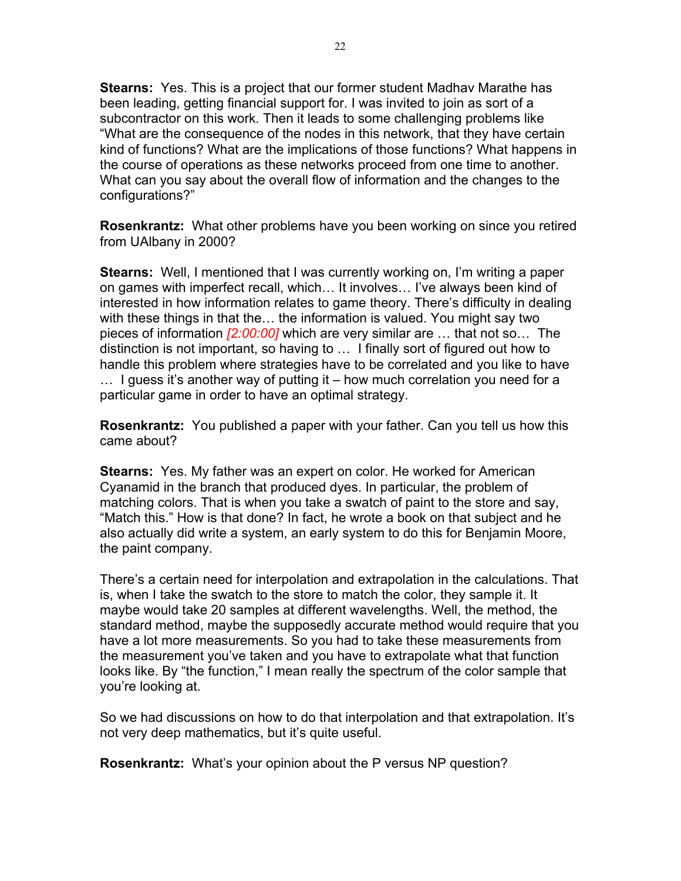**Stearns:** Yes. This is a project that our former student Madhav Marathe has been leading, getting financial support for. I was invited to join as sort of a subcontractor on this work. Then it leads to some challenging problems like "What are the consequence of the nodes in this network, that they have certain kind of functions? What are the implications of those functions? What happens in the course of operations as these networks proceed from one time to another. What can you say about the overall flow of information and the changes to the configurations?"

**Rosenkrantz:** What other problems have you been working on since you retired from UAlbany in 2000?

**Stearns:** Well, I mentioned that I was currently working on, I'm writing a paper on games with imperfect recall, which… It involves… I've always been kind of interested in how information relates to game theory. There's difficulty in dealing with these things in that the… the information is valued. You might say two pieces of information *[2:00:00]* which are very similar are … that not so… The distinction is not important, so having to … I finally sort of figured out how to handle this problem where strategies have to be correlated and you like to have … I guess it's another way of putting it – how much correlation you need for a particular game in order to have an optimal strategy.

**Rosenkrantz:** You published a paper with your father. Can you tell us how this came about?

**Stearns:** Yes. My father was an expert on color. He worked for American Cyanamid in the branch that produced dyes. In particular, the problem of matching colors. That is when you take a swatch of paint to the store and say, "Match this." How is that done? In fact, he wrote a book on that subject and he also actually did write a system, an early system to do this for Benjamin Moore, the paint company.

There's a certain need for interpolation and extrapolation in the calculations. That is, when I take the swatch to the store to match the color, they sample it. It maybe would take 20 samples at different wavelengths. Well, the method, the standard method, maybe the supposedly accurate method would require that you have a lot more measurements. So you had to take these measurements from the measurement you've taken and you have to extrapolate what that function looks like. By "the function," I mean really the spectrum of the color sample that you're looking at.

So we had discussions on how to do that interpolation and that extrapolation. It's not very deep mathematics, but it's quite useful.

**Rosenkrantz:** What's your opinion about the P versus NP question?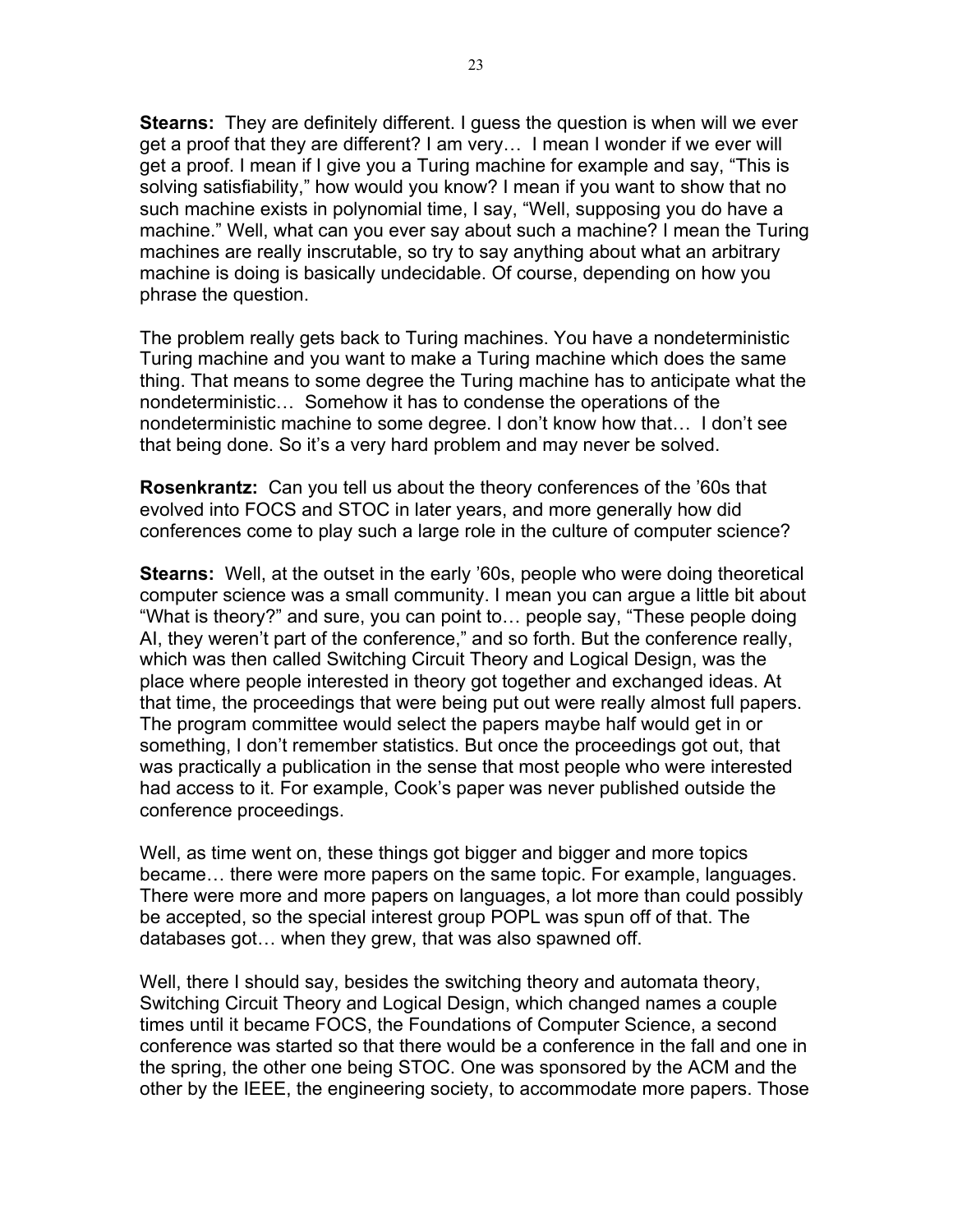**Stearns:** They are definitely different. I guess the question is when will we ever get a proof that they are different? I am very… I mean I wonder if we ever will get a proof. I mean if I give you a Turing machine for example and say, "This is solving satisfiability," how would you know? I mean if you want to show that no such machine exists in polynomial time, I say, "Well, supposing you do have a machine." Well, what can you ever say about such a machine? I mean the Turing machines are really inscrutable, so try to say anything about what an arbitrary machine is doing is basically undecidable. Of course, depending on how you phrase the question.

The problem really gets back to Turing machines. You have a nondeterministic Turing machine and you want to make a Turing machine which does the same thing. That means to some degree the Turing machine has to anticipate what the nondeterministic… Somehow it has to condense the operations of the nondeterministic machine to some degree. I don't know how that… I don't see that being done. So it's a very hard problem and may never be solved.

**Rosenkrantz:** Can you tell us about the theory conferences of the '60s that evolved into FOCS and STOC in later years, and more generally how did conferences come to play such a large role in the culture of computer science?

**Stearns:** Well, at the outset in the early '60s, people who were doing theoretical computer science was a small community. I mean you can argue a little bit about "What is theory?" and sure, you can point to… people say, "These people doing AI, they weren't part of the conference," and so forth. But the conference really, which was then called Switching Circuit Theory and Logical Design, was the place where people interested in theory got together and exchanged ideas. At that time, the proceedings that were being put out were really almost full papers. The program committee would select the papers maybe half would get in or something, I don't remember statistics. But once the proceedings got out, that was practically a publication in the sense that most people who were interested had access to it. For example, Cook's paper was never published outside the conference proceedings.

Well, as time went on, these things got bigger and bigger and more topics became… there were more papers on the same topic. For example, languages. There were more and more papers on languages, a lot more than could possibly be accepted, so the special interest group POPL was spun off of that. The databases got… when they grew, that was also spawned off.

Well, there I should say, besides the switching theory and automata theory, Switching Circuit Theory and Logical Design, which changed names a couple times until it became FOCS, the Foundations of Computer Science, a second conference was started so that there would be a conference in the fall and one in the spring, the other one being STOC. One was sponsored by the ACM and the other by the IEEE, the engineering society, to accommodate more papers. Those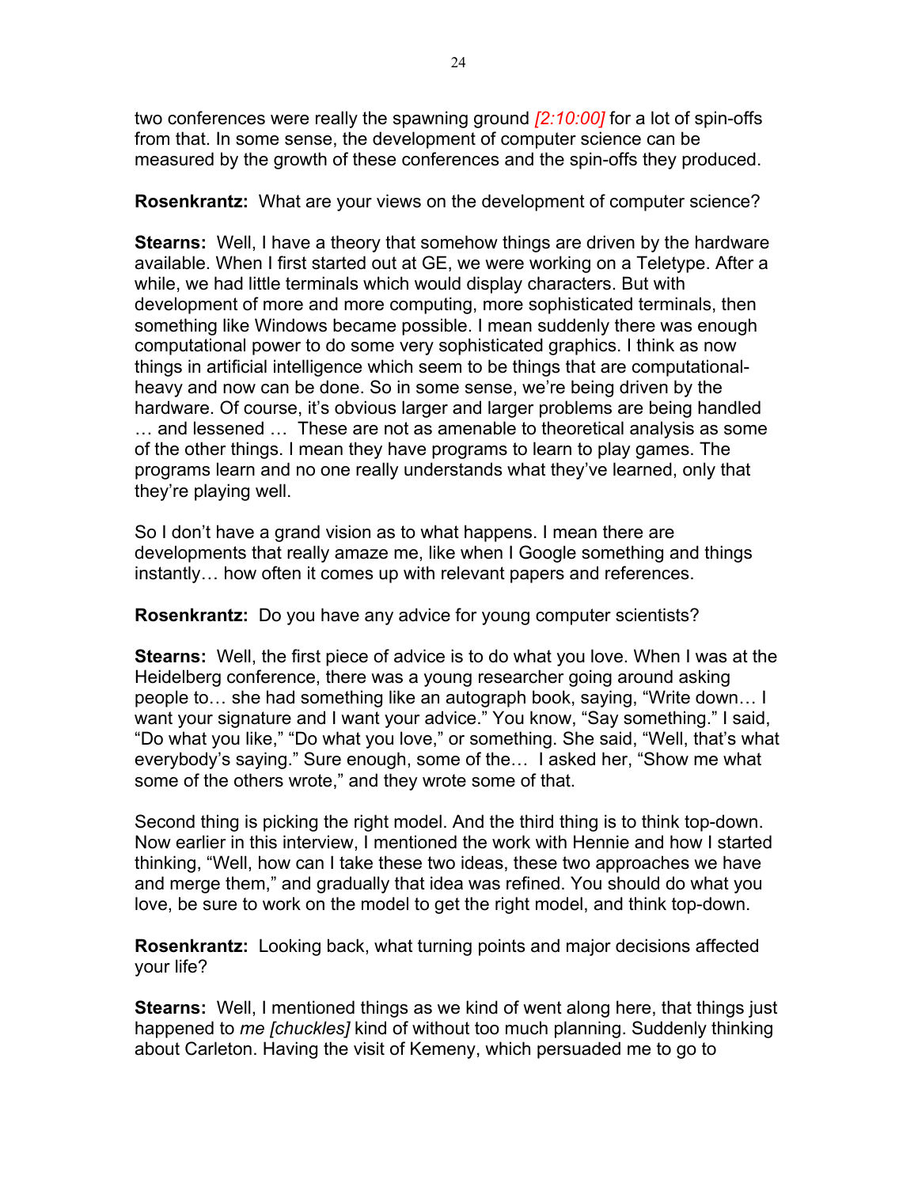two conferences were really the spawning ground *[2:10:00]* for a lot of spin-offs from that. In some sense, the development of computer science can be measured by the growth of these conferences and the spin-offs they produced.

**Rosenkrantz:** What are your views on the development of computer science?

**Stearns:** Well, I have a theory that somehow things are driven by the hardware available. When I first started out at GE, we were working on a Teletype. After a while, we had little terminals which would display characters. But with development of more and more computing, more sophisticated terminals, then something like Windows became possible. I mean suddenly there was enough computational power to do some very sophisticated graphics. I think as now things in artificial intelligence which seem to be things that are computational-heavy and now can be done. So in some sense, we're being driven by the hardware. Of course, it's obvious larger and larger problems are being handled … and lessened … These are not as amenable to theoretical analysis as some of the other things. I mean they have programs to learn to play games. The programs learn and no one really understands what they've learned, only that they're playing well.

So I don't have a grand vision as to what happens. I mean there are developments that really amaze me, like when I Google something and things instantly… how often it comes up with relevant papers and references.

**Rosenkrantz:** Do you have any advice for young computer scientists?

**Stearns:** Well, the first piece of advice is to do what you love. When I was at the Heidelberg conference, there was a young researcher going around asking people to… she had something like an autograph book, saying, "Write down… I want your signature and I want your advice." You know, "Say something." I said, "Do what you like," "Do what you love," or something. She said, "Well, that's what everybody's saying." Sure enough, some of the… I asked her, "Show me what some of the others wrote," and they wrote some of that.

Second thing is picking the right model. And the third thing is to think top-down. Now earlier in this interview, I mentioned the work with Hennie and how I started thinking, "Well, how can I take these two ideas, these two approaches we have and merge them," and gradually that idea was refined. You should do what you love, be sure to work on the model to get the right model, and think top-down.

**Rosenkrantz:** Looking back, what turning points and major decisions affected your life?

**Stearns:** Well, I mentioned things as we kind of went along here, that things just happened to *me [chuckles]* kind of without too much planning. Suddenly thinking about Carleton. Having the visit of Kemeny, which persuaded me to go to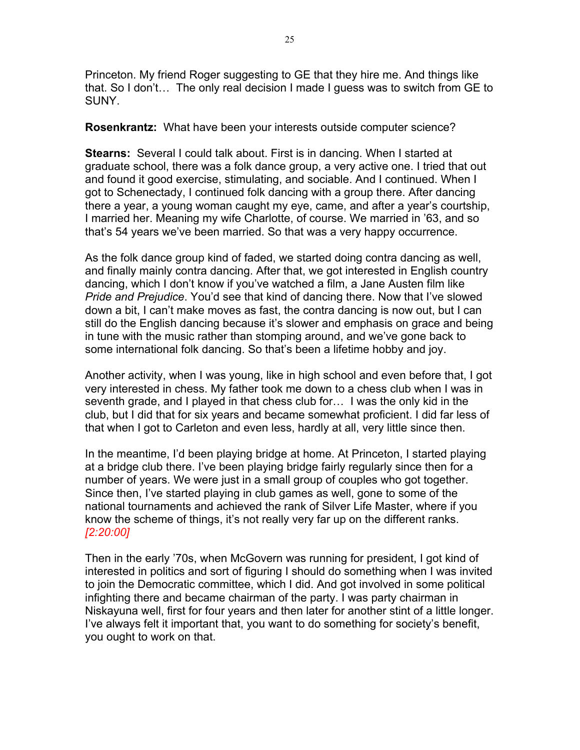Princeton. My friend Roger suggesting to GE that they hire me. And things like that. So I don't… The only real decision I made I guess was to switch from GE to SUNY.

**Rosenkrantz:** What have been your interests outside computer science?

**Stearns:** Several I could talk about. First is in dancing. When I started at graduate school, there was a folk dance group, a very active one. I tried that out and found it good exercise, stimulating, and sociable. And I continued. When I got to Schenectady, I continued folk dancing with a group there. After dancing there a year, a young woman caught my eye, came, and after a year's courtship, I married her. Meaning my wife Charlotte, of course. We married in '63, and so that's 54 years we've been married. So that was a very happy occurrence.

As the folk dance group kind of faded, we started doing contra dancing as well, and finally mainly contra dancing. After that, we got interested in English country dancing, which I don't know if you've watched a film, a Jane Austen film like *Pride and Prejudice*. You'd see that kind of dancing there. Now that I've slowed down a bit, I can't make moves as fast, the contra dancing is now out, but I can still do the English dancing because it's slower and emphasis on grace and being in tune with the music rather than stomping around, and we've gone back to some international folk dancing. So that's been a lifetime hobby and joy.

Another activity, when I was young, like in high school and even before that, I got very interested in chess. My father took me down to a chess club when I was in seventh grade, and I played in that chess club for… I was the only kid in the club, but I did that for six years and became somewhat proficient. I did far less of that when I got to Carleton and even less, hardly at all, very little since then.

In the meantime, I'd been playing bridge at home. At Princeton, I started playing at a bridge club there. I've been playing bridge fairly regularly since then for a number of years. We were just in a small group of couples who got together. Since then, I've started playing in club games as well, gone to some of the national tournaments and achieved the rank of Silver Life Master, where if you know the scheme of things, it's not really very far up on the different ranks. *[2:20:00]*

Then in the early '70s, when McGovern was running for president, I got kind of interested in politics and sort of figuring I should do something when I was invited to join the Democratic committee, which I did. And got involved in some political infighting there and became chairman of the party. I was party chairman in Niskayuna well, first for four years and then later for another stint of a little longer. I've always felt it important that, you want to do something for society's benefit, you ought to work on that.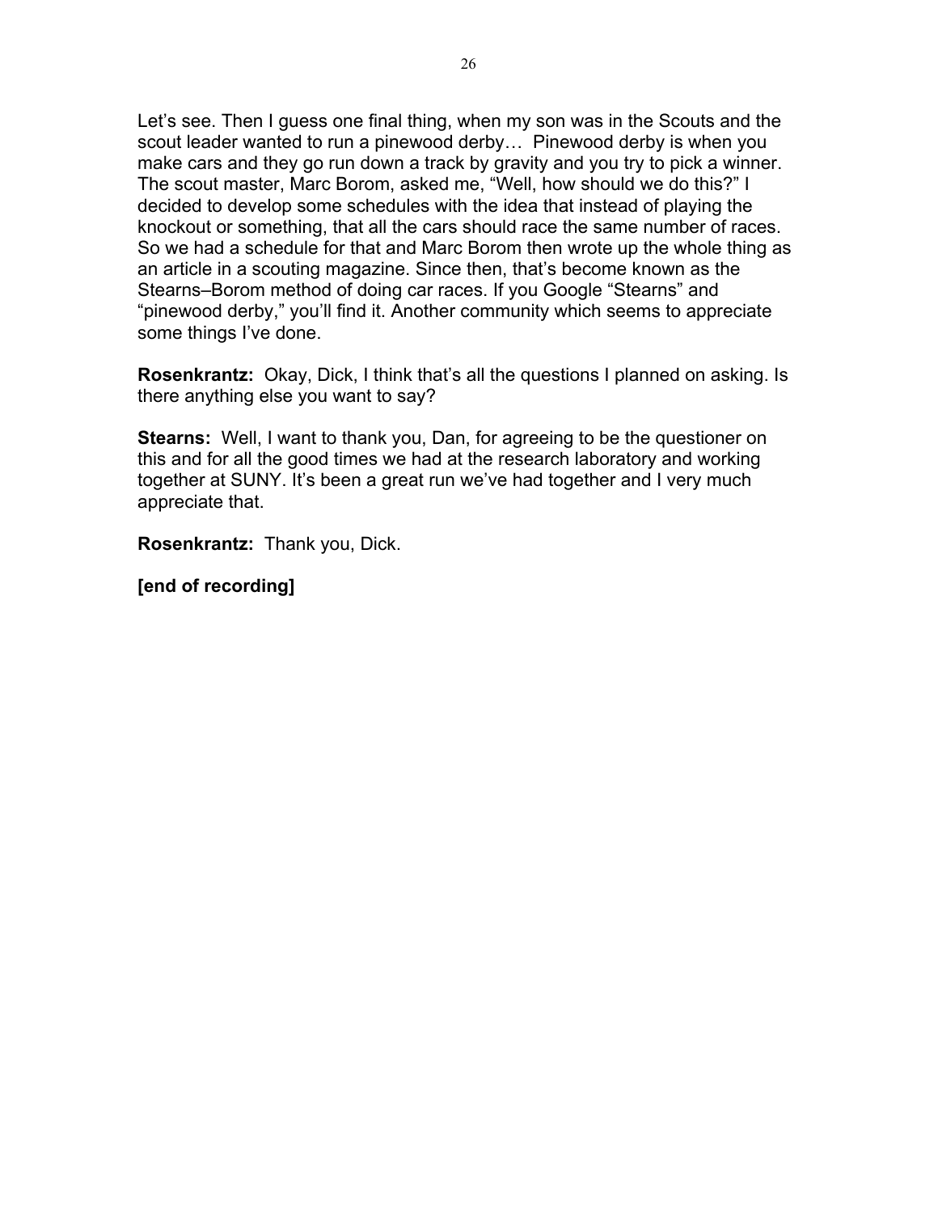Let's see. Then I guess one final thing, when my son was in the Scouts and the scout leader wanted to run a pinewood derby… Pinewood derby is when you make cars and they go run down a track by gravity and you try to pick a winner. The scout master, Marc Borom, asked me, "Well, how should we do this?" I decided to develop some schedules with the idea that instead of playing the knockout or something, that all the cars should race the same number of races. So we had a schedule for that and Marc Borom then wrote up the whole thing as an article in a scouting magazine. Since then, that's become known as the Stearns–Borom method of doing car races. If you Google "Stearns" and "pinewood derby," you'll find it. Another community which seems to appreciate some things I've done.

**Rosenkrantz:** Okay, Dick, I think that's all the questions I planned on asking. Is there anything else you want to say?

**Stearns:** Well, I want to thank you, Dan, for agreeing to be the questioner on this and for all the good times we had at the research laboratory and working together at SUNY. It's been a great run we've had together and I very much appreciate that.

**Rosenkrantz:** Thank you, Dick.

**[end of recording]**